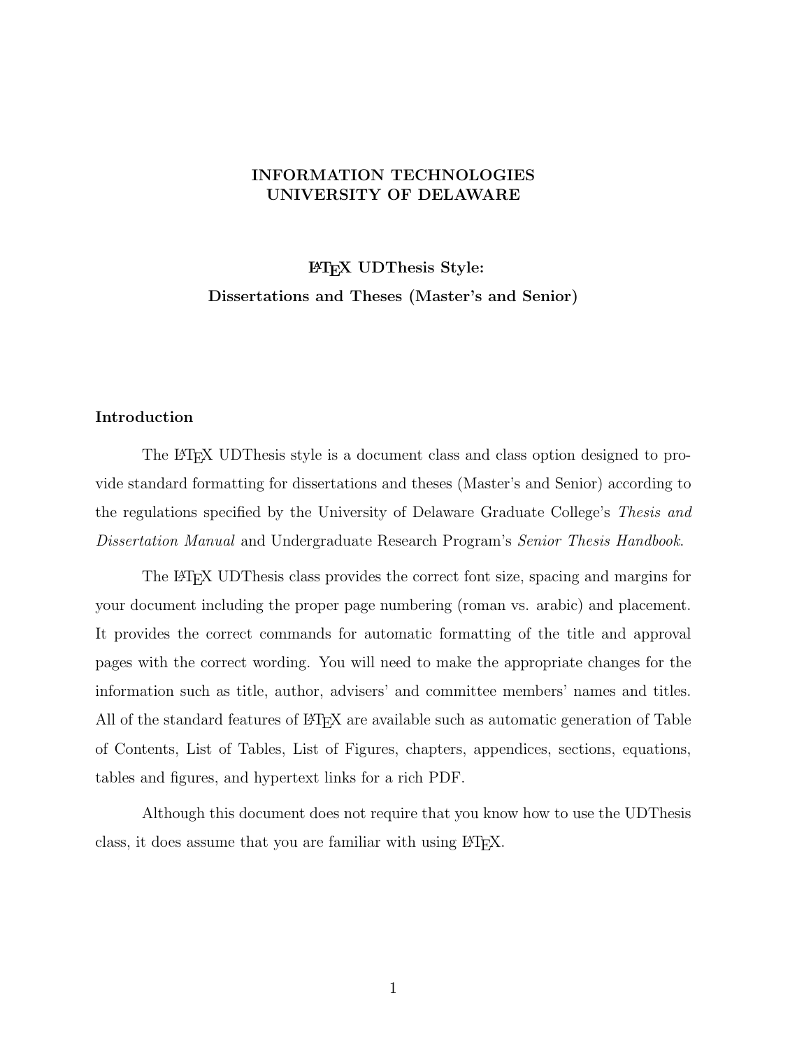**INFORMATION TECHNOLOGIES**
**UNIVERSITY OF DELAWARE**

# LaTeX UDThesis Style: Dissertations and Theses (Master's and Senior)

## Introduction

The LaTeX UDThesis style is a document class and class option designed to provide standard formatting for dissertations and theses (Master's and Senior) according to the regulations specified by the University of Delaware Graduate College's *Thesis and Dissertation Manual* and Undergraduate Research Program's *Senior Thesis Handbook*.

The LaTeX UDThesis class provides the correct font size, spacing and margins for your document including the proper page numbering (roman vs. arabic) and placement. It provides the correct commands for automatic formatting of the title and approval pages with the correct wording. You will need to make the appropriate changes for the information such as title, author, advisers' and committee members' names and titles. All of the standard features of LaTeX are available such as automatic generation of Table of Contents, List of Tables, List of Figures, chapters, appendices, sections, equations, tables and figures, and hypertext links for a rich PDF.

Although this document does not require that you know how to use the UDThesis class, it does assume that you are familiar with using LaTeX.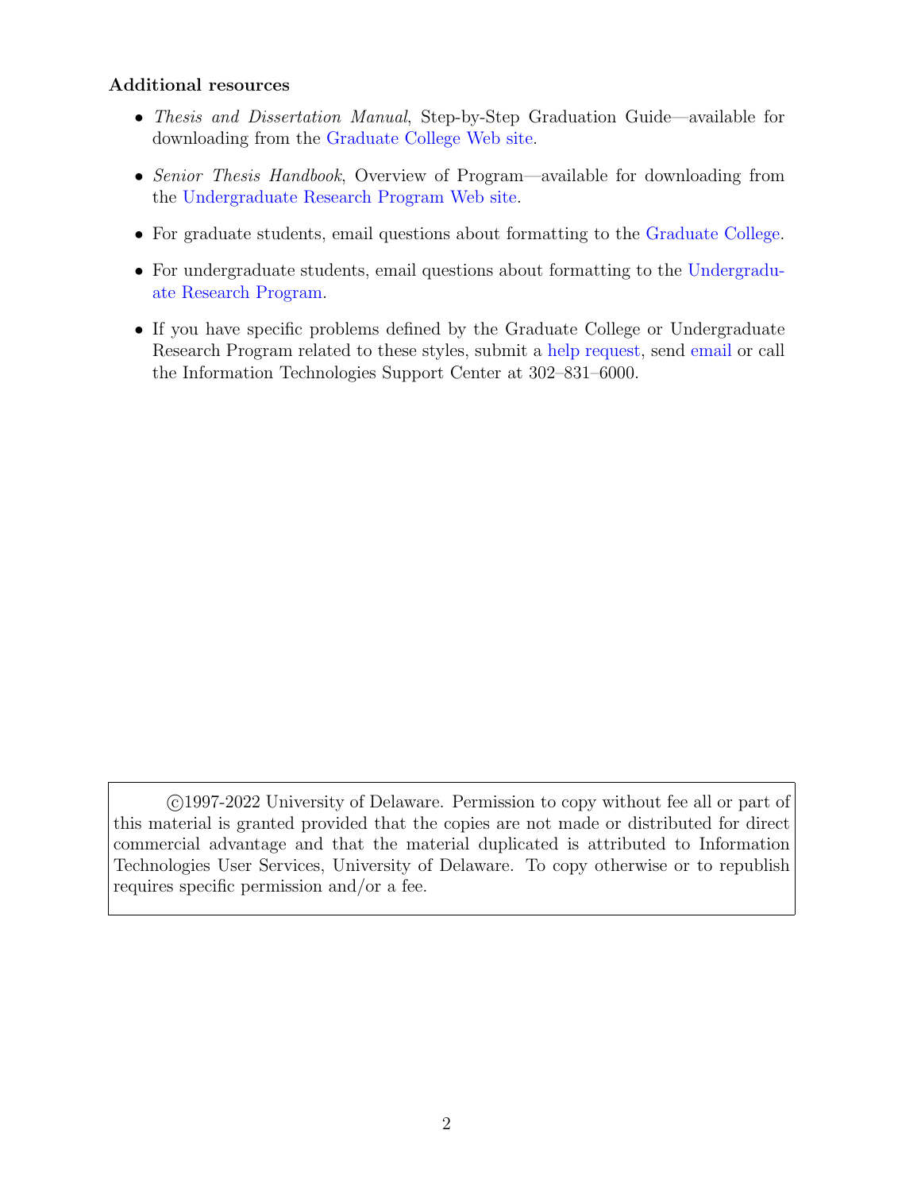**Additional resources**

- *Thesis and Dissertation Manual*, Step-by-Step Graduation Guide—available for downloading from the Graduate College Web site.
- *Senior Thesis Handbook*, Overview of Program—available for downloading from the Undergraduate Research Program Web site.
- For graduate students, email questions about formatting to the Graduate College.
- For undergraduate students, email questions about formatting to the Undergraduate Research Program.
- If you have specific problems defined by the Graduate College or Undergraduate Research Program related to these styles, submit a help request, send email or call the Information Technologies Support Center at 302–831–6000.

©1997-2022 University of Delaware. Permission to copy without fee all or part of this material is granted provided that the copies are not made or distributed for direct commercial advantage and that the material duplicated is attributed to Information Technologies User Services, University of Delaware. To copy otherwise or to republish requires specific permission and/or a fee.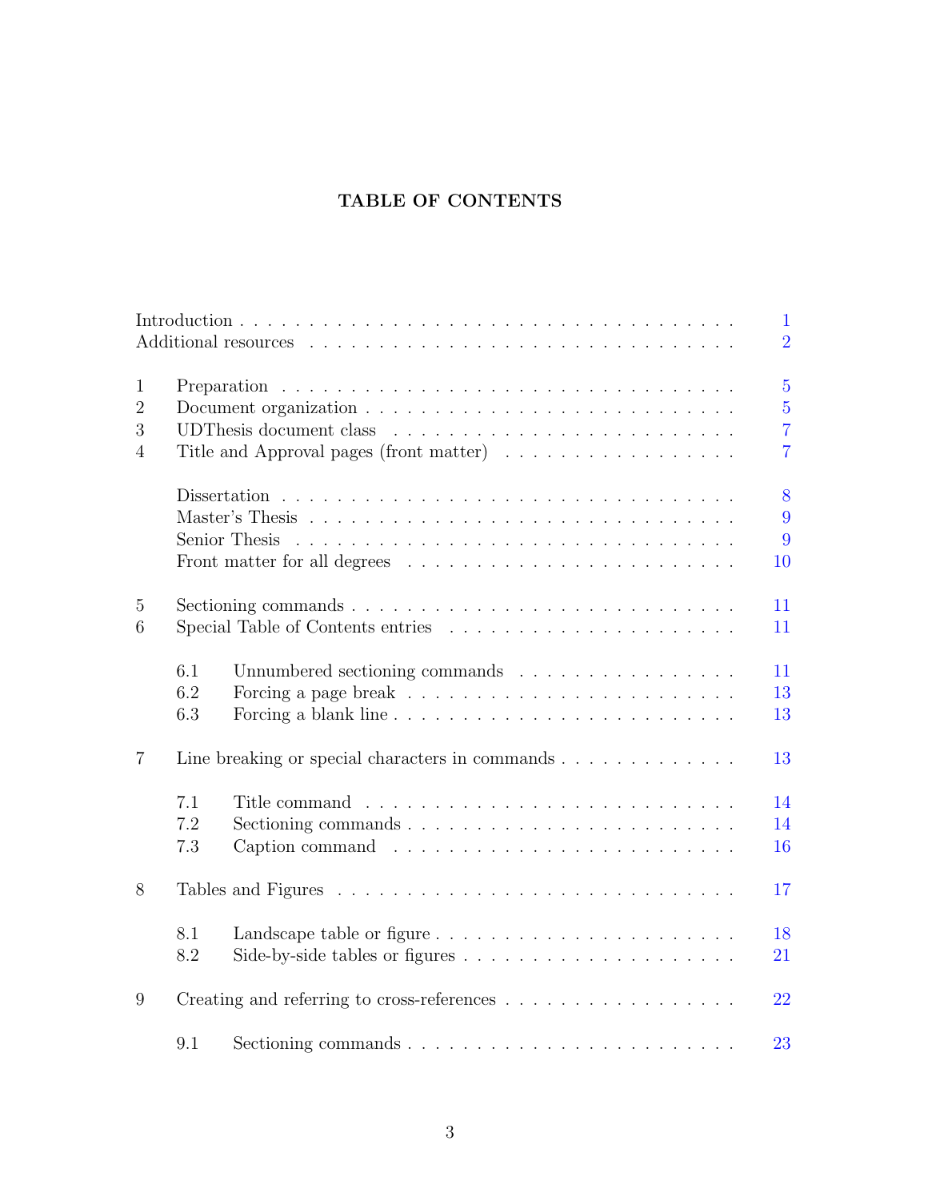# TABLE OF CONTENTS

Introduction . . . . . . . . . . 1
Additional resources . . . . . . . . . . 2

1 Preparation . . . . . . . . . . 5
2 Document organization . . . . . . . . . . 5
3 UDThesis document class . . . . . . . . . . 7
4 Title and Approval pages (front matter) . . . . . . . . . . 7

Dissertation . . . . . . . . . . 8
Master's Thesis . . . . . . . . . . 9
Senior Thesis . . . . . . . . . . 9
Front matter for all degrees . . . . . . . . . . 10

5 Sectioning commands . . . . . . . . . . 11
6 Special Table of Contents entries . . . . . . . . . . 11

6.1 Unnumbered sectioning commands . . . . . . . . . . 11
6.2 Forcing a page break . . . . . . . . . . 13
6.3 Forcing a blank line . . . . . . . . . . 13

7 Line breaking or special characters in commands . . . . . . . . . . 13

7.1 Title command . . . . . . . . . . 14
7.2 Sectioning commands . . . . . . . . . . 14
7.3 Caption command . . . . . . . . . . 16

8 Tables and Figures . . . . . . . . . . 17

8.1 Landscape table or figure . . . . . . . . . . 18
8.2 Side-by-side tables or figures . . . . . . . . . . 21

9 Creating and referring to cross-references . . . . . . . . . . 22

9.1 Sectioning commands . . . . . . . . . . 23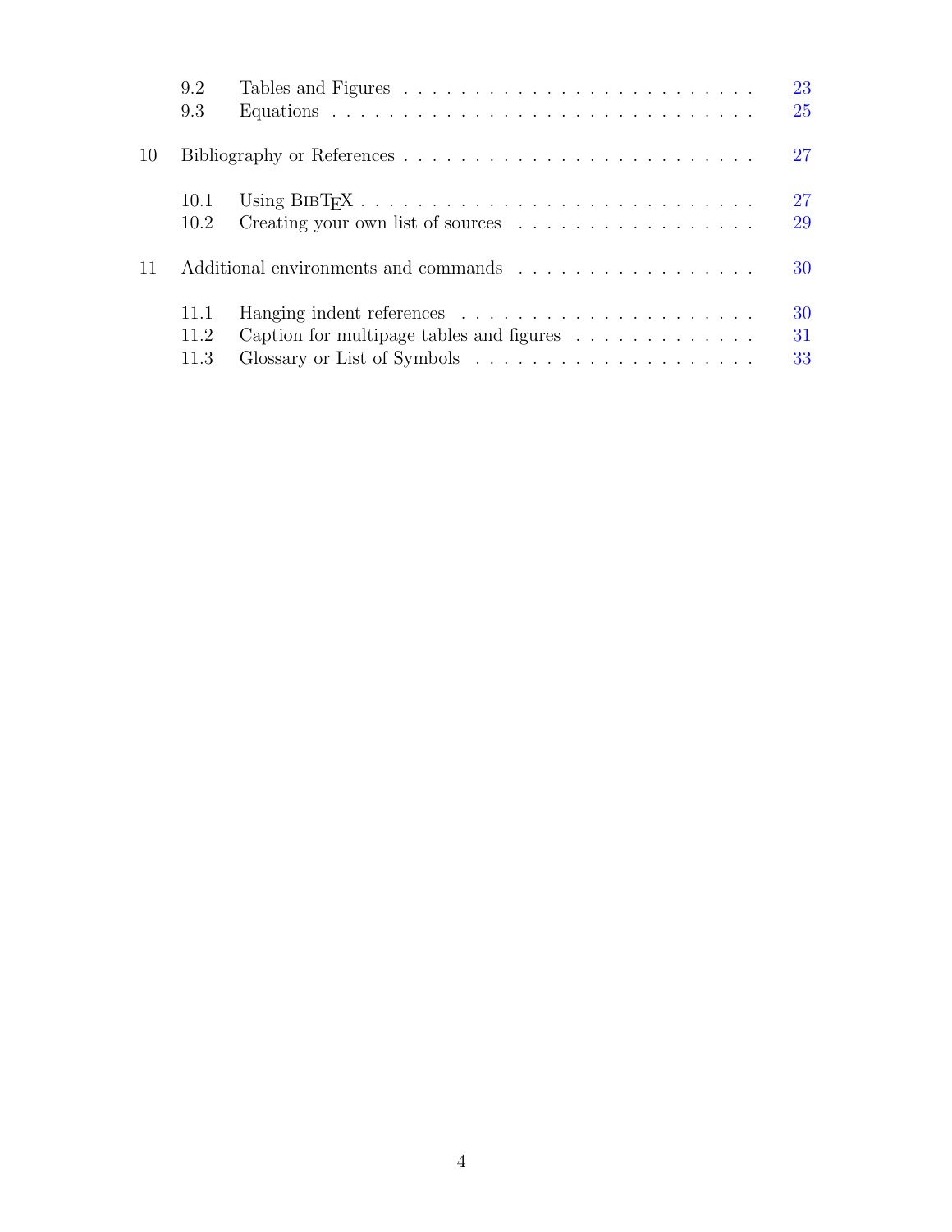| | | |
|---|---|---|
| 9.2 | Tables and Figures | 23 |
| 9.3 | Equations | 25 |
| 10 | Bibliography or References | 27 |
| 10.1 | Using BibTeX | 27 |
| 10.2 | Creating your own list of sources | 29 |
| 11 | Additional environments and commands | 30 |
| 11.1 | Hanging indent references | 30 |
| 11.2 | Caption for multipage tables and figures | 31 |
| 11.3 | Glossary or List of Symbols | 33 |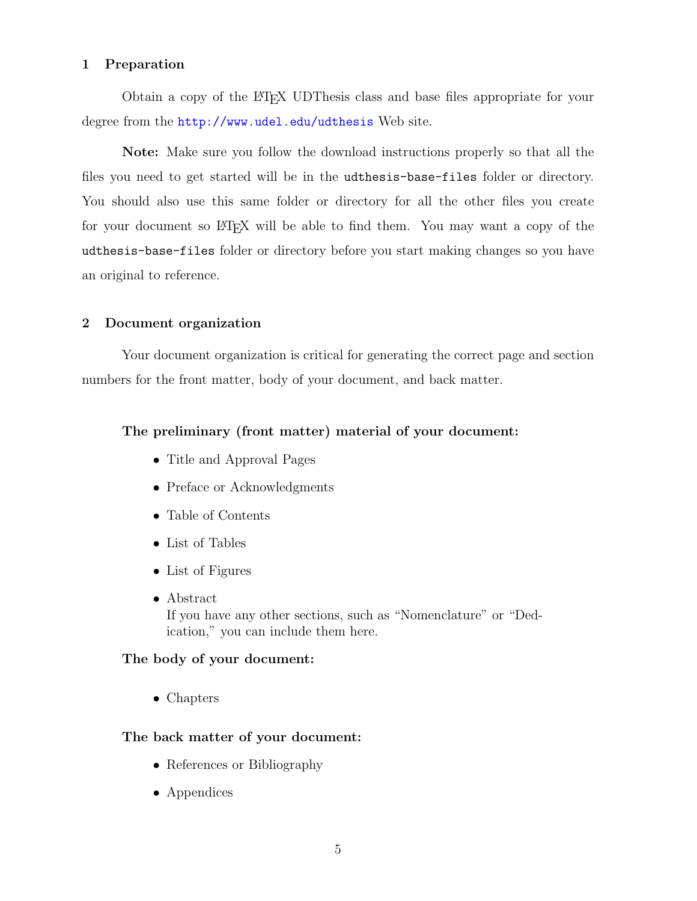## 1 Preparation

Obtain a copy of the LaTeX UDThesis class and base files appropriate for your degree from the http://www.udel.edu/udthesis Web site.

**Note:** Make sure you follow the download instructions properly so that all the files you need to get started will be in the `udthesis-base-files` folder or directory. You should also use this same folder or directory for all the other files you create for your document so LaTeX will be able to find them. You may want a copy of the `udthesis-base-files` folder or directory before you start making changes so you have an original to reference.

## 2 Document organization

Your document organization is critical for generating the correct page and section numbers for the front matter, body of your document, and back matter.

**The preliminary (front matter) material of your document:**

- Title and Approval Pages
- Preface or Acknowledgments
- Table of Contents
- List of Tables
- List of Figures
- Abstract
  If you have any other sections, such as "Nomenclature" or "Dedication," you can include them here.

**The body of your document:**

- Chapters

**The back matter of your document:**

- References or Bibliography
- Appendices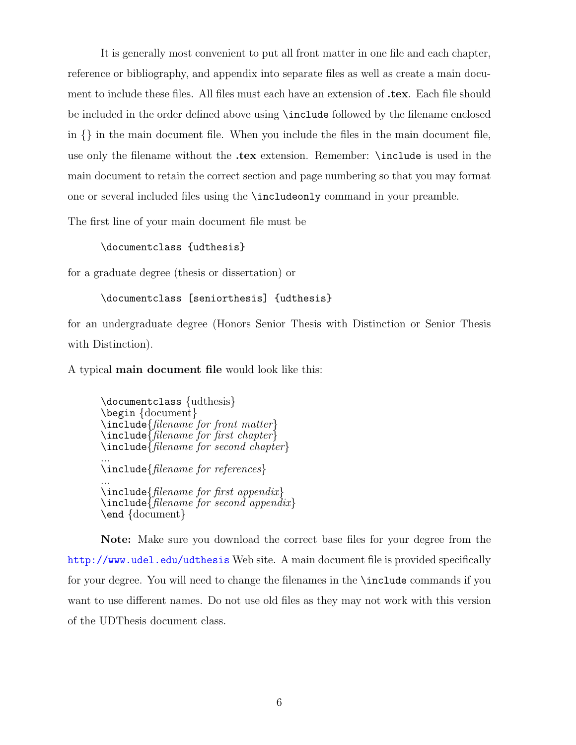It is generally most convenient to put all front matter in one file and each chapter, reference or bibliography, and appendix into separate files as well as create a main document to include these files. All files must each have an extension of **.tex**. Each file should be included in the order defined above using `\include` followed by the filename enclosed in {} in the main document file. When you include the files in the main document file, use only the filename without the **.tex** extension. Remember: `\include` is used in the main document to retain the correct section and page numbering so that you may format one or several included files using the `\includeonly` command in your preamble.

The first line of your main document file must be

```
\documentclass {udthesis}
```

for a graduate degree (thesis or dissertation) or

```
\documentclass [seniorthesis] {udthesis}
```

for an undergraduate degree (Honors Senior Thesis with Distinction or Senior Thesis with Distinction).

A typical **main document file** would look like this:

```
\documentclass {udthesis}
\begin {document}
\include{filename for front matter}
\include{filename for first chapter}
\include{filename for second chapter}
...
\include{filename for references}
...
\include{filename for first appendix}
\include{filename for second appendix}
\end {document}
```

**Note:** Make sure you download the correct base files for your degree from the http://www.udel.edu/udthesis Web site. A main document file is provided specifically for your degree. You will need to change the filenames in the `\include` commands if you want to use different names. Do not use old files as they may not work with this version of the UDThesis document class.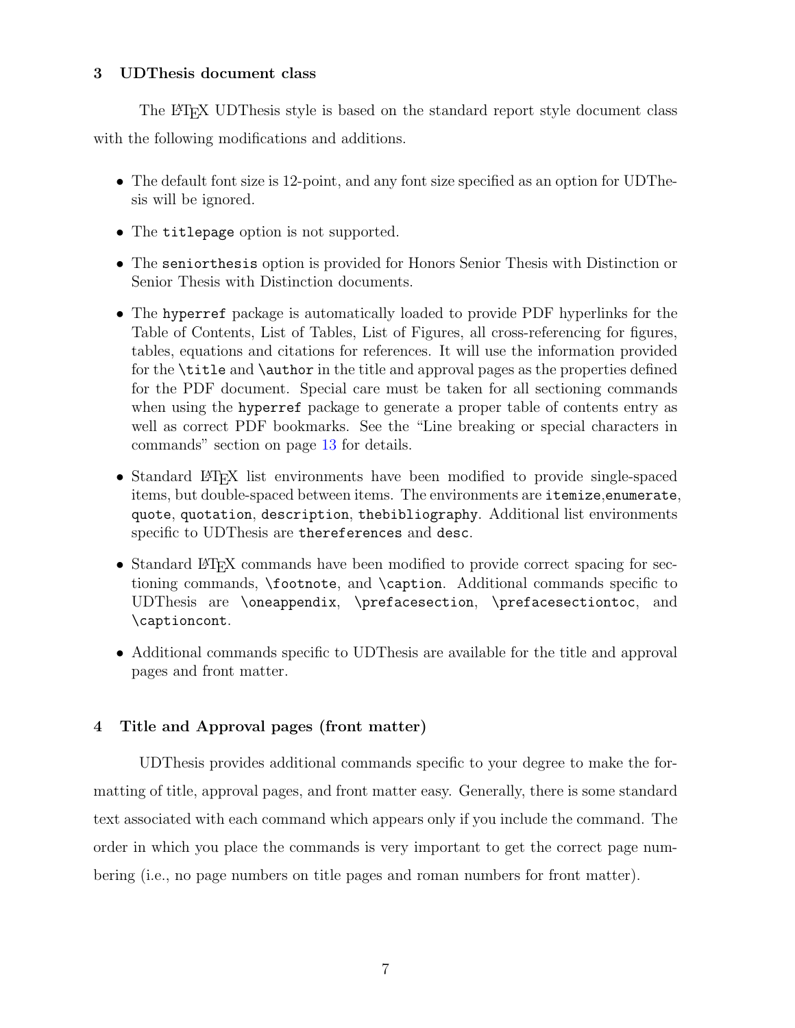## 3 UDThesis document class

The LaTeX UDThesis style is based on the standard report style document class with the following modifications and additions.

- The default font size is 12-point, and any font size specified as an option for UDThesis will be ignored.
- The `titlepage` option is not supported.
- The `seniorthesis` option is provided for Honors Senior Thesis with Distinction or Senior Thesis with Distinction documents.
- The `hyperref` package is automatically loaded to provide PDF hyperlinks for the Table of Contents, List of Tables, List of Figures, all cross-referencing for figures, tables, equations and citations for references. It will use the information provided for the `\title` and `\author` in the title and approval pages as the properties defined for the PDF document. Special care must be taken for all sectioning commands when using the `hyperref` package to generate a proper table of contents entry as well as correct PDF bookmarks. See the "Line breaking or special characters in commands" section on page 13 for details.
- Standard LaTeX list environments have been modified to provide single-spaced items, but double-spaced between items. The environments are `itemize`,`enumerate`, `quote`, `quotation`, `description`, `thebibliography`. Additional list environments specific to UDThesis are `thereferences` and `desc`.
- Standard LaTeX commands have been modified to provide correct spacing for sectioning commands, `\footnote`, and `\caption`. Additional commands specific to UDThesis are `\oneappendix`, `\prefacesection`, `\prefacesectiontoc`, and `\captioncont`.
- Additional commands specific to UDThesis are available for the title and approval pages and front matter.

## 4 Title and Approval pages (front matter)

UDThesis provides additional commands specific to your degree to make the formatting of title, approval pages, and front matter easy. Generally, there is some standard text associated with each command which appears only if you include the command. The order in which you place the commands is very important to get the correct page numbering (i.e., no page numbers on title pages and roman numbers for front matter).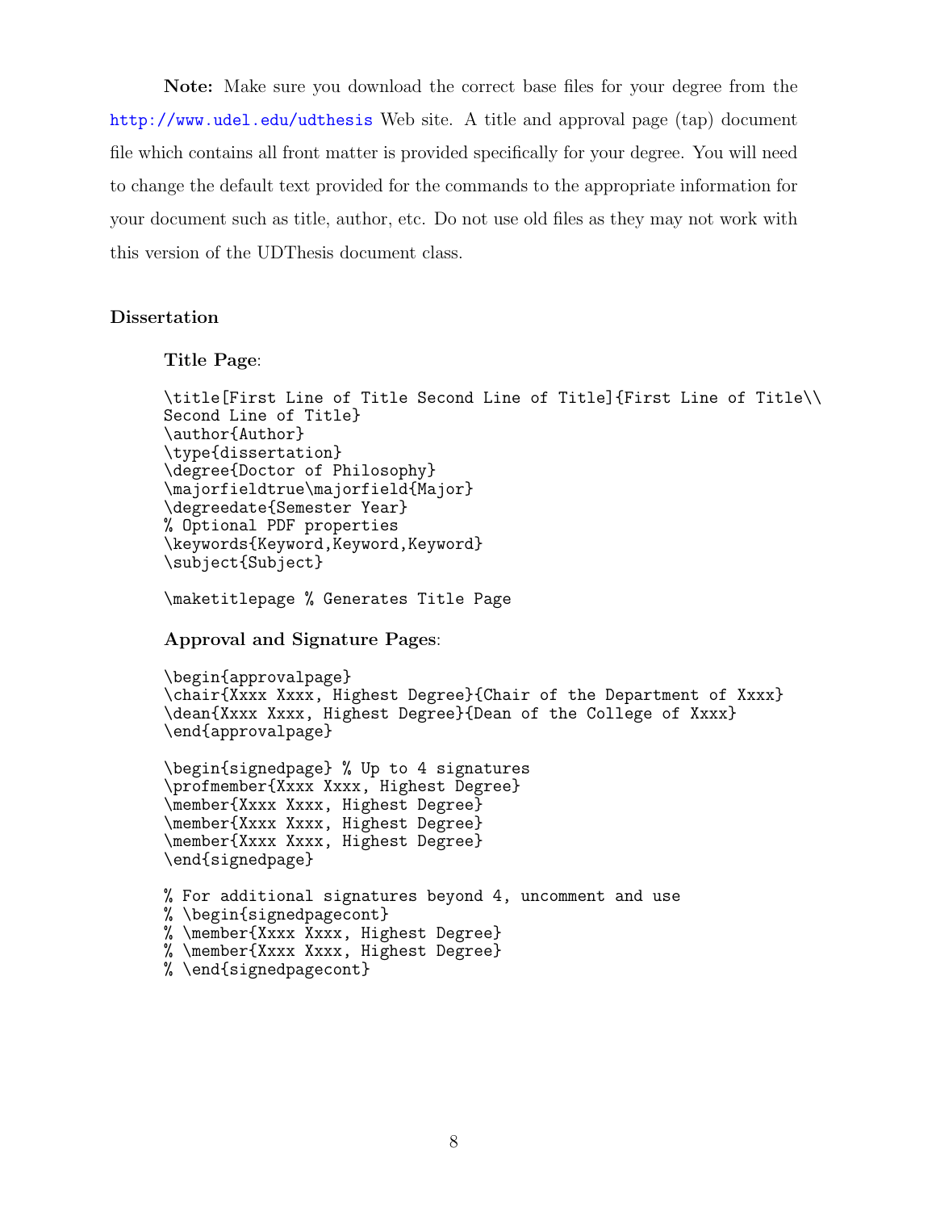**Note:** Make sure you download the correct base files for your degree from the http://www.udel.edu/udthesis Web site. A title and approval page (tap) document file which contains all front matter is provided specifically for your degree. You will need to change the default text provided for the commands to the appropriate information for your document such as title, author, etc. Do not use old files as they may not work with this version of the UDThesis document class.

### Dissertation

**Title Page**:

```
\title[First Line of Title Second Line of Title]{First Line of Title\\
Second Line of Title}
\author{Author}
\type{dissertation}
\degree{Doctor of Philosophy}
\majorfieldtrue\majorfield{Major}
\degreedate{Semester Year}
% Optional PDF properties
\keywords{Keyword,Keyword,Keyword}
\subject{Subject}

\maketitlepage % Generates Title Page
```

**Approval and Signature Pages**:

```
\begin{approvalpage}
\chair{Xxxx Xxxx, Highest Degree}{Chair of the Department of Xxxx}
\dean{Xxxx Xxxx, Highest Degree}{Dean of the College of Xxxx}
\end{approvalpage}

\begin{signedpage} % Up to 4 signatures
\profmember{Xxxx Xxxx, Highest Degree}
\member{Xxxx Xxxx, Highest Degree}
\member{Xxxx Xxxx, Highest Degree}
\member{Xxxx Xxxx, Highest Degree}
\end{signedpage}

% For additional signatures beyond 4, uncomment and use
% \begin{signedpagecont}
% \member{Xxxx Xxxx, Highest Degree}
% \member{Xxxx Xxxx, Highest Degree}
% \end{signedpagecont}
```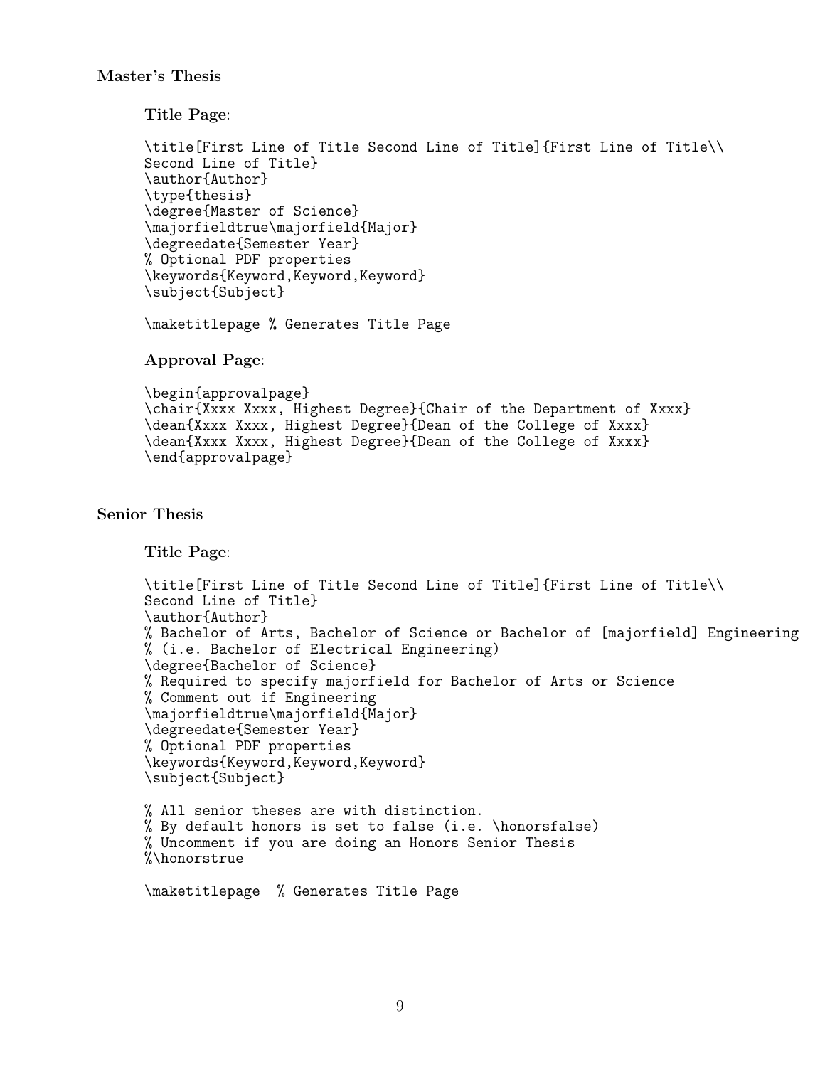### Master's Thesis

**Title Page**:

```
\title[First Line of Title Second Line of Title]{First Line of Title\\
Second Line of Title}
\author{Author}
\type{thesis}
\degree{Master of Science}
\majorfieldtrue\majorfield{Major}
\degreedate{Semester Year}
% Optional PDF properties
\keywords{Keyword,Keyword,Keyword}
\subject{Subject}

\maketitlepage % Generates Title Page
```

**Approval Page**:

```
\begin{approvalpage}
\chair{Xxxx Xxxx, Highest Degree}{Chair of the Department of Xxxx}
\dean{Xxxx Xxxx, Highest Degree}{Dean of the College of Xxxx}
\dean{Xxxx Xxxx, Highest Degree}{Dean of the College of Xxxx}
\end{approvalpage}
```

### Senior Thesis

**Title Page**:

```
\title[First Line of Title Second Line of Title]{First Line of Title\\
Second Line of Title}
\author{Author}
% Bachelor of Arts, Bachelor of Science or Bachelor of [majorfield] Engineering
% (i.e. Bachelor of Electrical Engineering)
\degree{Bachelor of Science}
% Required to specify majorfield for Bachelor of Arts or Science
% Comment out if Engineering
\majorfieldtrue\majorfield{Major}
\degreedate{Semester Year}
% Optional PDF properties
\keywords{Keyword,Keyword,Keyword}
\subject{Subject}

% All senior theses are with distinction.
% By default honors is set to false (i.e. \honorsfalse)
% Uncomment if you are doing an Honors Senior Thesis
%\honorstrue

\maketitlepage  % Generates Title Page
```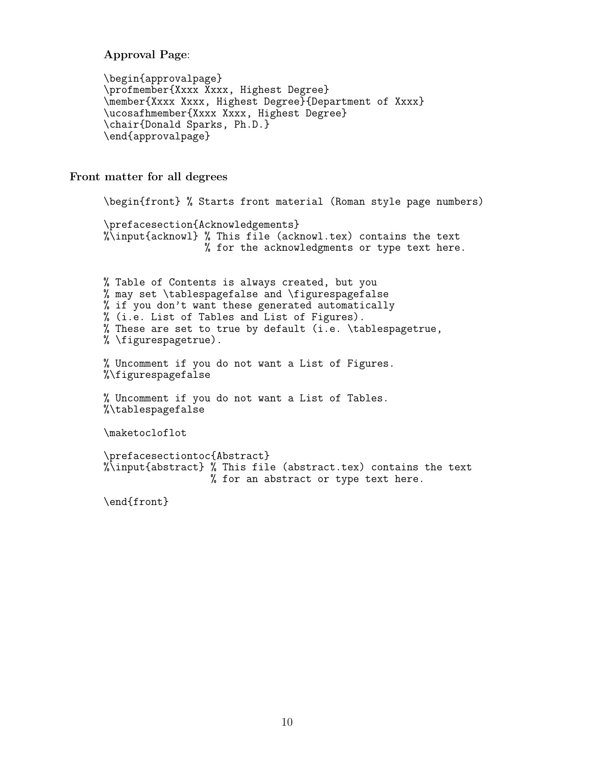**Approval Page**:

```
\begin{approvalpage}
\profmember{Xxxx Xxxx, Highest Degree}
\member{Xxxx Xxxx, Highest Degree}{Department of Xxxx}
\ucosafhmember{Xxxx Xxxx, Highest Degree}
\chair{Donald Sparks, Ph.D.}
\end{approvalpage}
```

**Front matter for all degrees**

```
\begin{front} % Starts front material (Roman style page numbers)

\prefacesection{Acknowledgements}
%\input{acknowl} % This file (acknowl.tex) contains the text
                 % for the acknowledgments or type text here.


% Table of Contents is always created, but you
% may set \tablespagefalse and \figurespagefalse
% if you don't want these generated automatically
% (i.e. List of Tables and List of Figures).
% These are set to true by default (i.e. \tablespagetrue,
% \figurespagetrue).

% Uncomment if you do not want a List of Figures.
%\figurespagefalse

% Uncomment if you do not want a List of Tables.
%\tablespagefalse

\maketocloflot

\prefacesectiontoc{Abstract}
%\input{abstract} % This file (abstract.tex) contains the text
                  % for an abstract or type text here.

\end{front}
```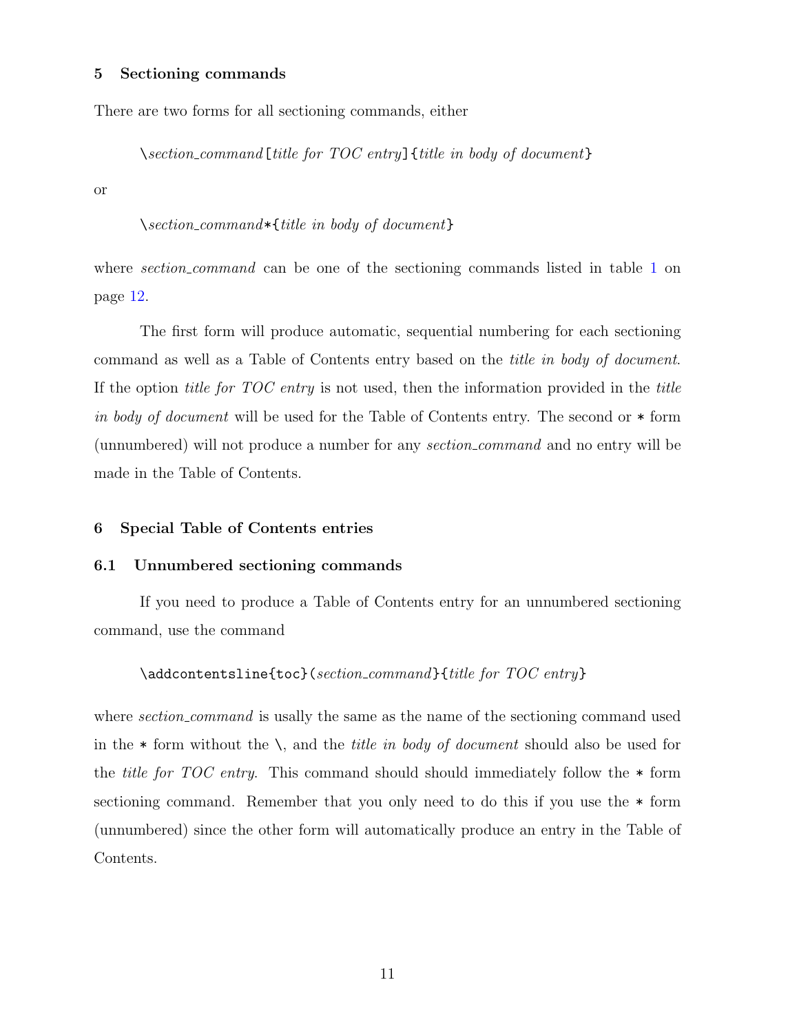## 5 Sectioning commands

There are two forms for all sectioning commands, either

\*section_command*[*title for TOC entry*]{*title in body of document*}

or

\*section_command**{*title in body of document*}

where *section_command* can be one of the sectioning commands listed in table 1 on page 12.

The first form will produce automatic, sequential numbering for each sectioning command as well as a Table of Contents entry based on the *title in body of document*. If the option *title for TOC entry* is not used, then the information provided in the *title in body of document* will be used for the Table of Contents entry. The second or * form (unnumbered) will not produce a number for any *section_command* and no entry will be made in the Table of Contents.

## 6 Special Table of Contents entries

### 6.1 Unnumbered sectioning commands

If you need to produce a Table of Contents entry for an unnumbered sectioning command, use the command

\addcontentsline{toc}(*section_command*}{*title for TOC entry*}

where *section_command* is usally the same as the name of the sectioning command used in the * form without the \, and the *title in body of document* should also be used for the *title for TOC entry*. This command should should immediately follow the * form sectioning command. Remember that you only need to do this if you use the * form (unnumbered) since the other form will automatically produce an entry in the Table of Contents.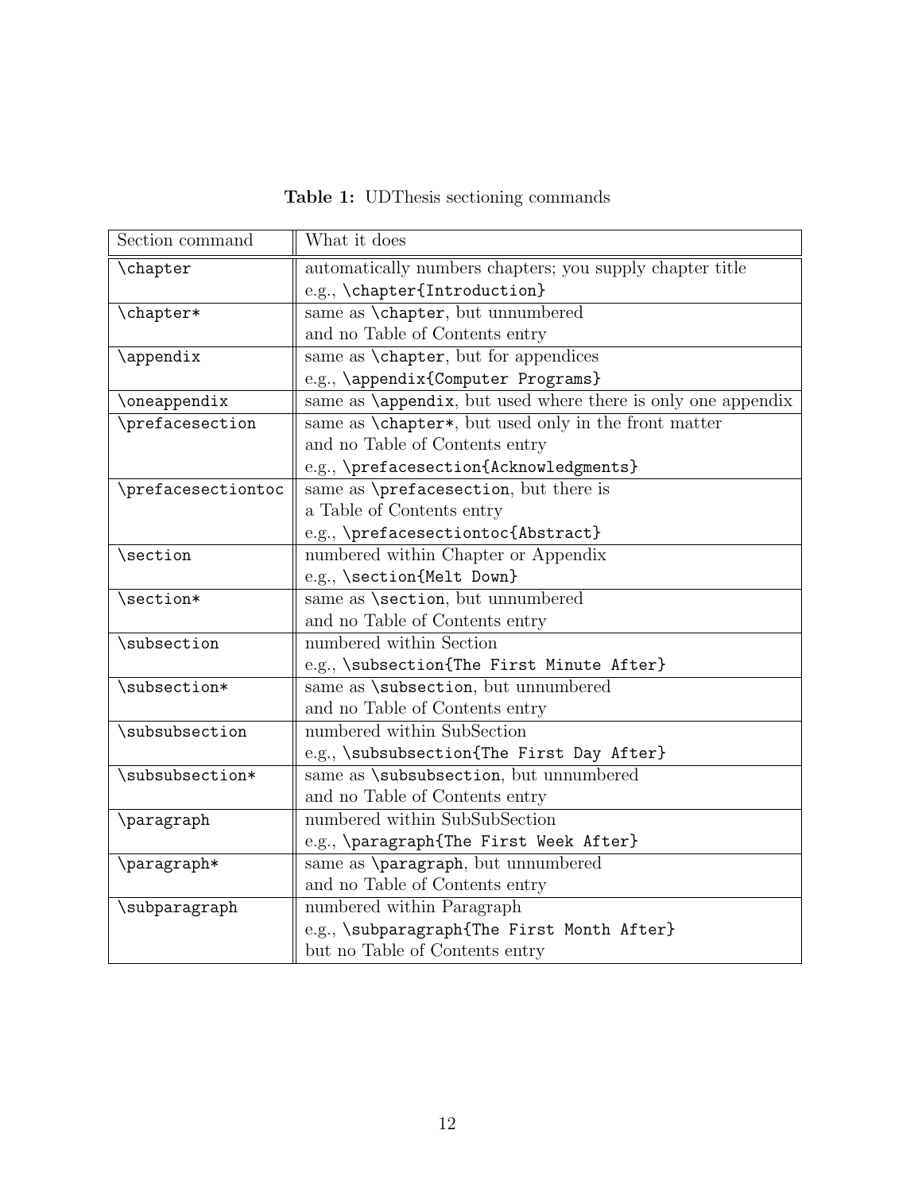**Table 1:** UDThesis sectioning commands

| Section command | What it does |
|---|---|
| `\chapter` | automatically numbers chapters; you supply chapter title e.g., `\chapter{Introduction}` |
| `\chapter*` | same as `\chapter`, but unnumbered and no Table of Contents entry |
| `\appendix` | same as `\chapter`, but for appendices e.g., `\appendix{Computer Programs}` |
| `\oneappendix` | same as `\appendix`, but used where there is only one appendix |
| `\prefacesection` | same as `\chapter*`, but used only in the front matter and no Table of Contents entry e.g., `\prefacesection{Acknowledgments}` |
| `\prefacesectiontoc` | same as `\prefacesection`, but there is a Table of Contents entry e.g., `\prefacesectiontoc{Abstract}` |
| `\section` | numbered within Chapter or Appendix e.g., `\section{Melt Down}` |
| `\section*` | same as `\section`, but unnumbered and no Table of Contents entry |
| `\subsection` | numbered within Section e.g., `\subsection{The First Minute After}` |
| `\subsection*` | same as `\subsection`, but unnumbered and no Table of Contents entry |
| `\subsubsection` | numbered within SubSection e.g., `\subsubsection{The First Day After}` |
| `\subsubsection*` | same as `\subsubsection`, but unnumbered and no Table of Contents entry |
| `\paragraph` | numbered within SubSubSection e.g., `\paragraph{The First Week After}` |
| `\paragraph*` | same as `\paragraph`, but unnumbered and no Table of Contents entry |
| `\subparagraph` | numbered within Paragraph e.g., `\subparagraph{The First Month After}` but no Table of Contents entry |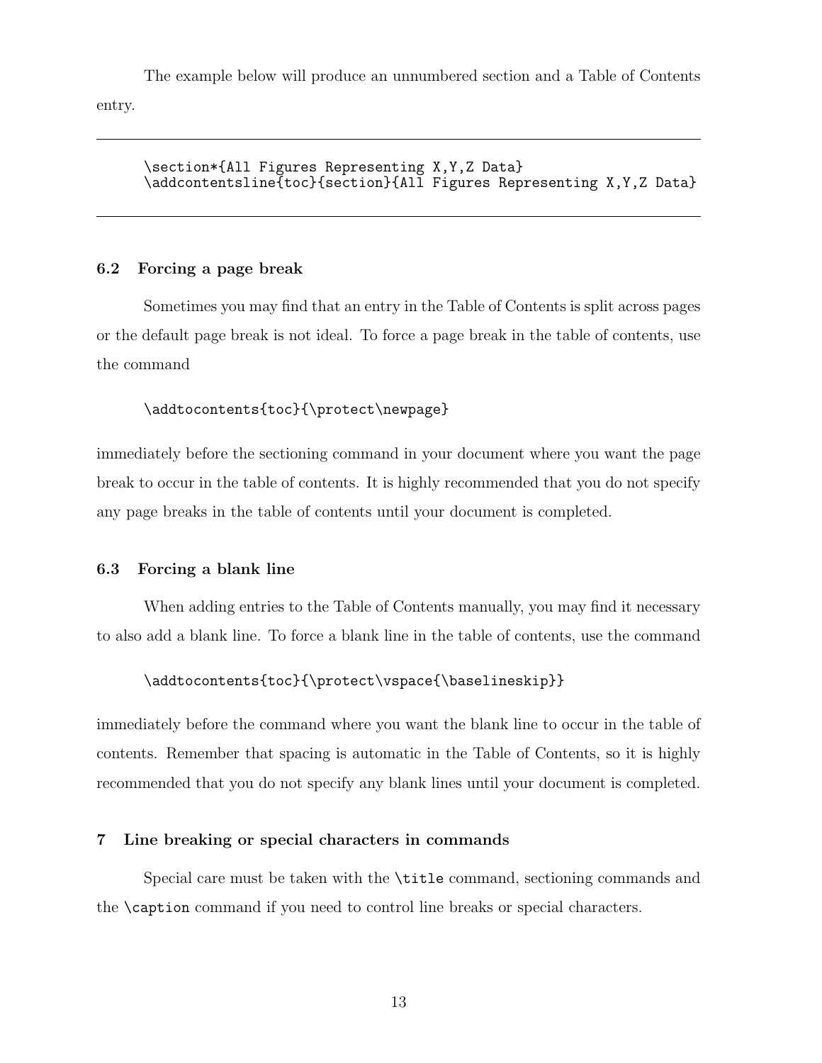The example below will produce an unnumbered section and a Table of Contents entry.

```
\section*{All Figures Representing X,Y,Z Data}
\addcontentsline{toc}{section}{All Figures Representing X,Y,Z Data}
```

### 6.2 Forcing a page break

Sometimes you may find that an entry in the Table of Contents is split across pages or the default page break is not ideal. To force a page break in the table of contents, use the command

```
\addtocontents{toc}{\protect\newpage}
```

immediately before the sectioning command in your document where you want the page break to occur in the table of contents. It is highly recommended that you do not specify any page breaks in the table of contents until your document is completed.

### 6.3 Forcing a blank line

When adding entries to the Table of Contents manually, you may find it necessary to also add a blank line. To force a blank line in the table of contents, use the command

```
\addtocontents{toc}{\protect\vspace{\baselineskip}}
```

immediately before the command where you want the blank line to occur in the table of contents. Remember that spacing is automatic in the Table of Contents, so it is highly recommended that you do not specify any blank lines until your document is completed.

## 7 Line breaking or special characters in commands

Special care must be taken with the `\title` command, sectioning commands and the `\caption` command if you need to control line breaks or special characters.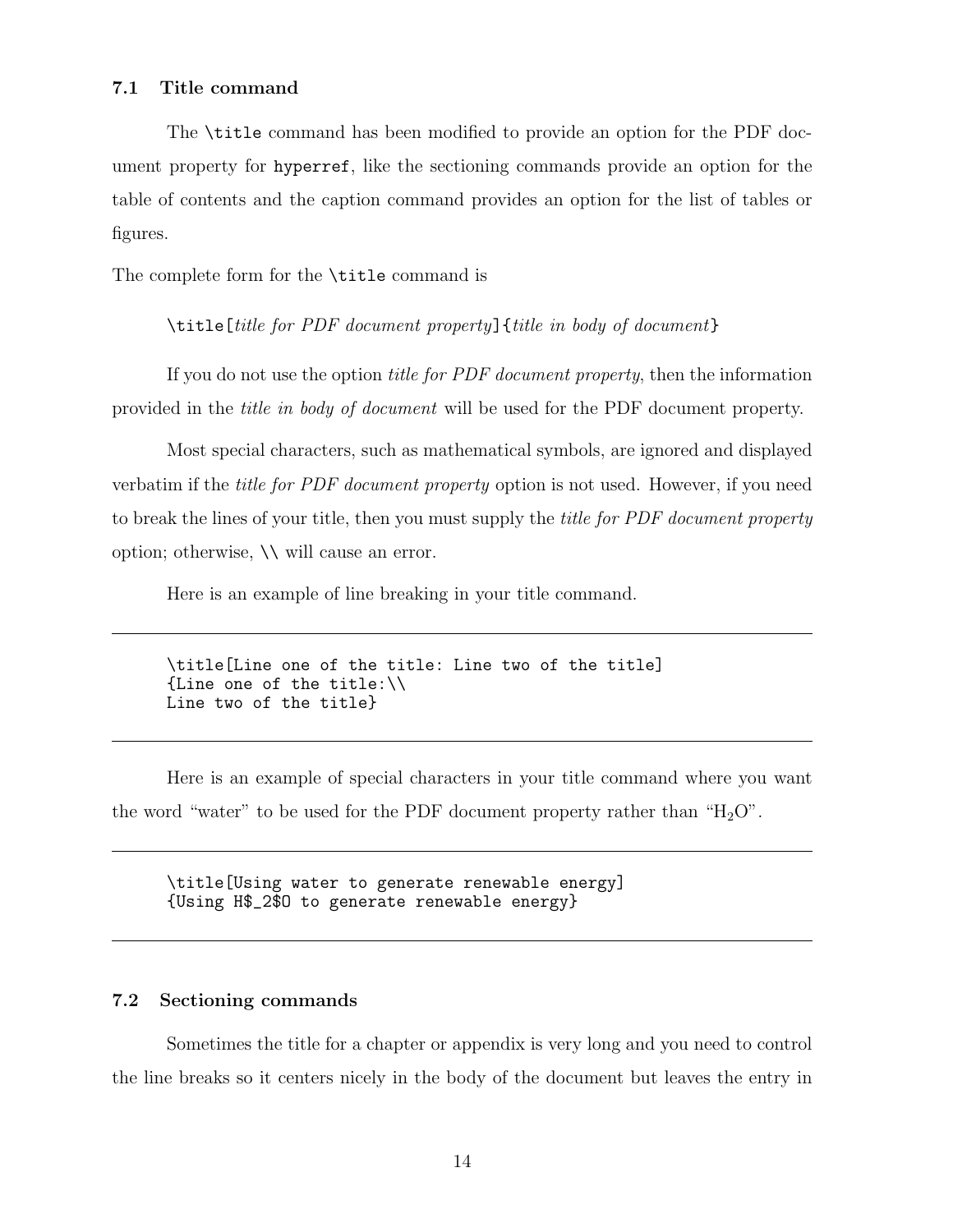### 7.1 Title command

The `\title` command has been modified to provide an option for the PDF document property for `hyperref`, like the sectioning commands provide an option for the table of contents and the caption command provides an option for the list of tables or figures.

The complete form for the `\title` command is

`\title[`*title for PDF document property*`]{`*title in body of document*`}`

If you do not use the option *title for PDF document property*, then the information provided in the *title in body of document* will be used for the PDF document property.

Most special characters, such as mathematical symbols, are ignored and displayed verbatim if the *title for PDF document property* option is not used. However, if you need to break the lines of your title, then you must supply the *title for PDF document property* option; otherwise, `\\` will cause an error.

Here is an example of line breaking in your title command.

```
\title[Line one of the title: Line two of the title]
{Line one of the title:\\
Line two of the title}
```

Here is an example of special characters in your title command where you want the word "water" to be used for the PDF document property rather than "$H_2O$".

```
\title[Using water to generate renewable energy]
{Using H$_2$O to generate renewable energy}
```

### 7.2 Sectioning commands

Sometimes the title for a chapter or appendix is very long and you need to control the line breaks so it centers nicely in the body of the document but leaves the entry in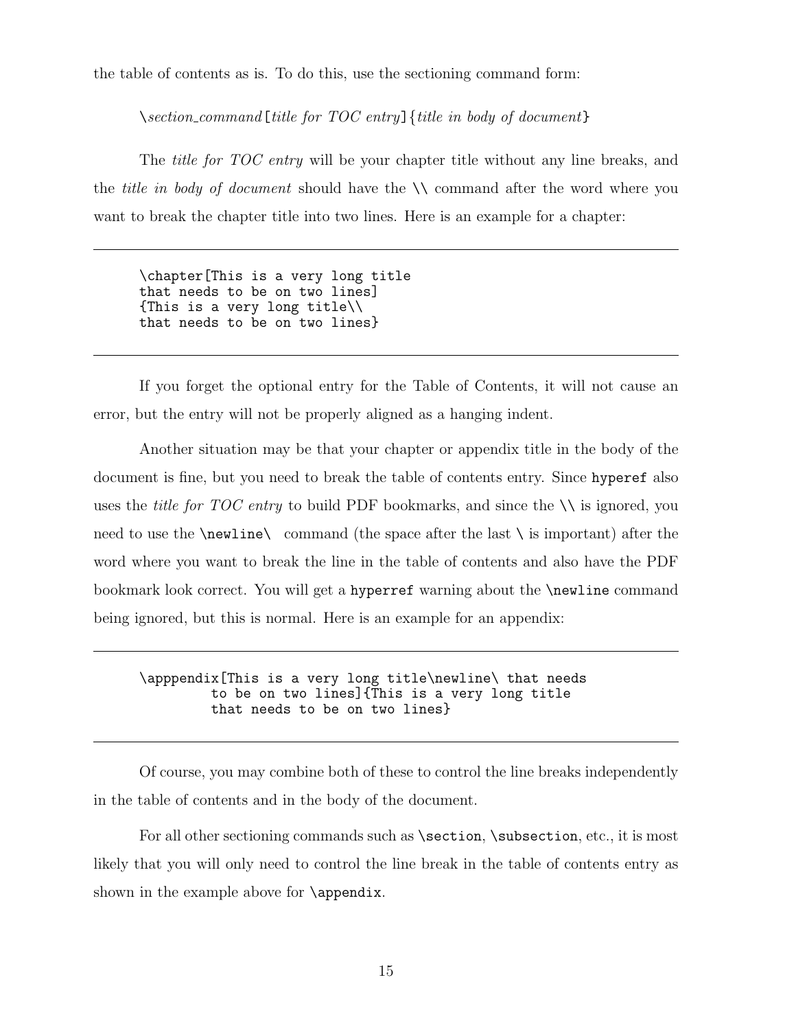the table of contents as is. To do this, use the sectioning command form:

\*section_command*`[`*title for TOC entry*`]{`*title in body of document*`}`

The *title for TOC entry* will be your chapter title without any line breaks, and the *title in body of document* should have the `\\` command after the word where you want to break the chapter title into two lines. Here is an example for a chapter:

```
\chapter[This is a very long title
that needs to be on two lines]
{This is a very long title\\
that needs to be on two lines}
```

If you forget the optional entry for the Table of Contents, it will not cause an error, but the entry will not be properly aligned as a hanging indent.

Another situation may be that your chapter or appendix title in the body of the document is fine, but you need to break the table of contents entry. Since `hyperef` also uses the *title for TOC entry* to build PDF bookmarks, and since the `\\` is ignored, you need to use the `\newline\ ` command (the space after the last `\` is important) after the word where you want to break the line in the table of contents and also have the PDF bookmark look correct. You will get a `hyperref` warning about the `\newline` command being ignored, but this is normal. Here is an example for an appendix:

```
\apppendix[This is a very long title\newline\ that needs
        to be on two lines]{This is a very long title
        that needs to be on two lines}
```

Of course, you may combine both of these to control the line breaks independently in the table of contents and in the body of the document.

For all other sectioning commands such as `\section`, `\subsection`, etc., it is most likely that you will only need to control the line break in the table of contents entry as shown in the example above for `\appendix`.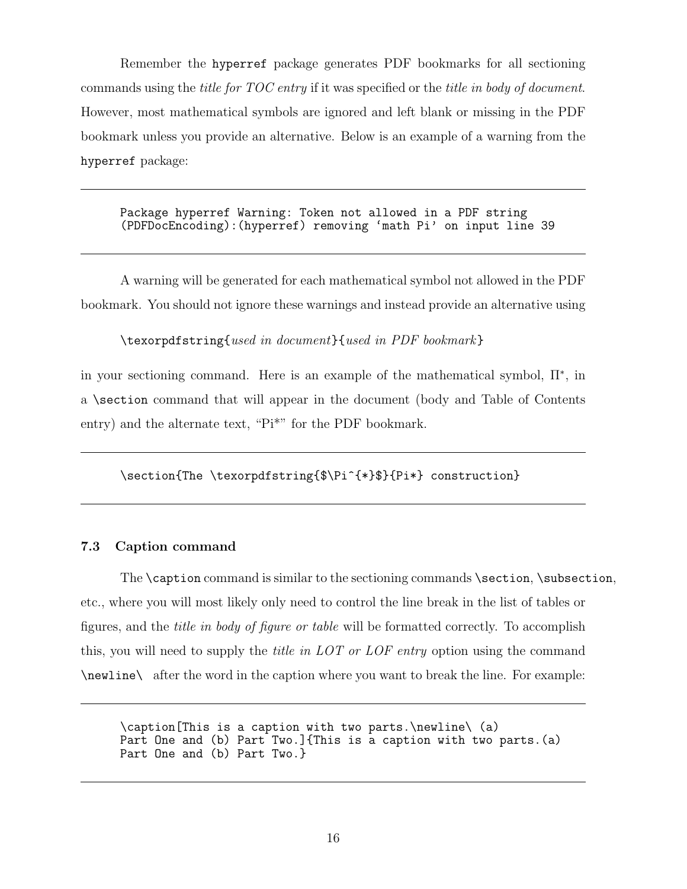Remember the `hyperref` package generates PDF bookmarks for all sectioning commands using the *title for TOC entry* if it was specified or the *title in body of document*. However, most mathematical symbols are ignored and left blank or missing in the PDF bookmark unless you provide an alternative. Below is an example of a warning from the `hyperref` package:

```
Package hyperref Warning: Token not allowed in a PDF string
(PDFDocEncoding):(hyperref) removing 'math Pi' on input line 39
```

A warning will be generated for each mathematical symbol not allowed in the PDF bookmark. You should not ignore these warnings and instead provide an alternative using

`\texorpdfstring{`*used in document*`}{`*used in PDF bookmark*`}`

in your sectioning command. Here is an example of the mathematical symbol, $\Pi^{*}$, in a `\section` command that will appear in the document (body and Table of Contents entry) and the alternate text, "Pi*" for the PDF bookmark.

```
\section{The \texorpdfstring{$\Pi^{*}$}{Pi*} construction}
```

### 7.3 Caption command

The `\caption` command is similar to the sectioning commands `\section`, `\subsection`, etc., where you will most likely only need to control the line break in the list of tables or figures, and the *title in body of figure or table* will be formatted correctly. To accomplish this, you will need to supply the *title in LOT or LOF entry* option using the command `\newline\ ` after the word in the caption where you want to break the line. For example:

```
\caption[This is a caption with two parts.\newline\ (a)
Part One and (b) Part Two.]{This is a caption with two parts.(a)
Part One and (b) Part Two.}
```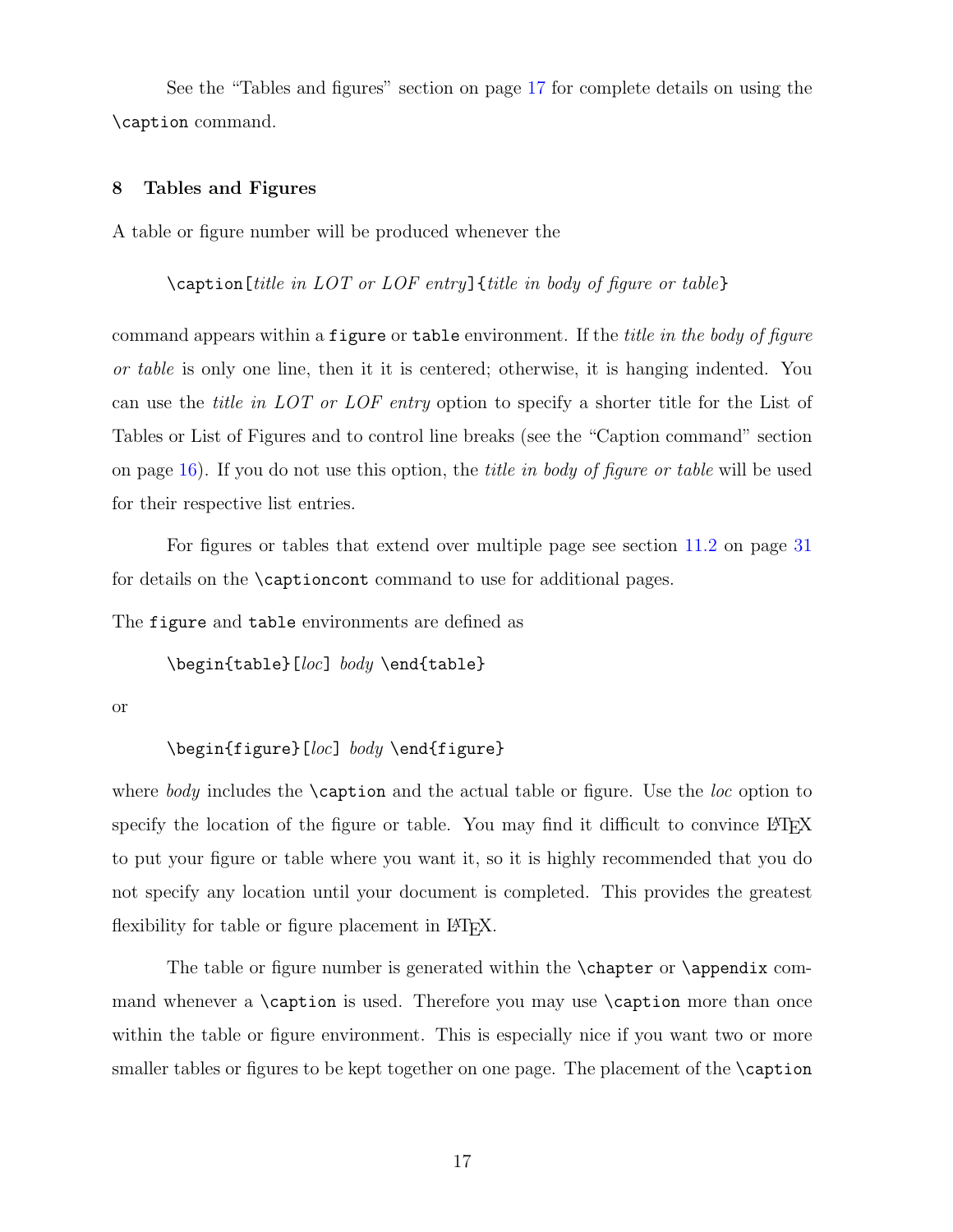See the "Tables and figures" section on page 17 for complete details on using the `\caption` command.

## 8 Tables and Figures

A table or figure number will be produced whenever the

> `\caption[`*title in LOT or LOF entry*`]{`*title in body of figure or table*`}`

command appears within a `figure` or `table` environment. If the *title in the body of figure or table* is only one line, then it it is centered; otherwise, it is hanging indented. You can use the *title in LOT or LOF entry* option to specify a shorter title for the List of Tables or List of Figures and to control line breaks (see the "Caption command" section on page 16). If you do not use this option, the *title in body of figure or table* will be used for their respective list entries.

For figures or tables that extend over multiple page see section 11.2 on page 31 for details on the `\captioncont` command to use for additional pages.

The `figure` and `table` environments are defined as

> `\begin{table}[`*loc*`]` *body* `\end{table}`

or

> `\begin{figure}[`*loc*`]` *body* `\end{figure}`

where *body* includes the `\caption` and the actual table or figure. Use the *loc* option to specify the location of the figure or table. You may find it difficult to convince LaTeX to put your figure or table where you want it, so it is highly recommended that you do not specify any location until your document is completed. This provides the greatest flexibility for table or figure placement in LaTeX.

The table or figure number is generated within the `\chapter` or `\appendix` command whenever a `\caption` is used. Therefore you may use `\caption` more than once within the table or figure environment. This is especially nice if you want two or more smaller tables or figures to be kept together on one page. The placement of the `\caption`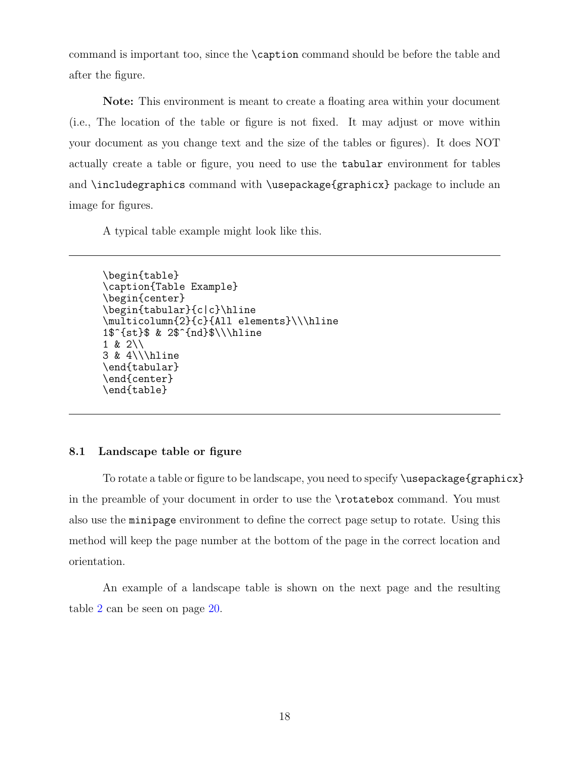command is important too, since the `\caption` command should be before the table and after the figure.

**Note:** This environment is meant to create a floating area within your document (i.e., The location of the table or figure is not fixed. It may adjust or move within your document as you change text and the size of the tables or figures). It does NOT actually create a table or figure, you need to use the `tabular` environment for tables and `\includegraphics` command with `\usepackage{graphicx}` package to include an image for figures.

A typical table example might look like this.

```
\begin{table}
\caption{Table Example}
\begin{center}
\begin{tabular}{c|c}\hline
\multicolumn{2}{c}{All elements}\\\hline
1$^{st}$ & 2$^{nd}$\\\hline
1 & 2\\
3 & 4\\\hline
\end{tabular}
\end{center}
\end{table}
```

### 8.1 Landscape table or figure

To rotate a table or figure to be landscape, you need to specify `\usepackage{graphicx}` in the preamble of your document in order to use the `\rotatebox` command. You must also use the `minipage` environment to define the correct page setup to rotate. Using this method will keep the page number at the bottom of the page in the correct location and orientation.

An example of a landscape table is shown on the next page and the resulting table 2 can be seen on page 20.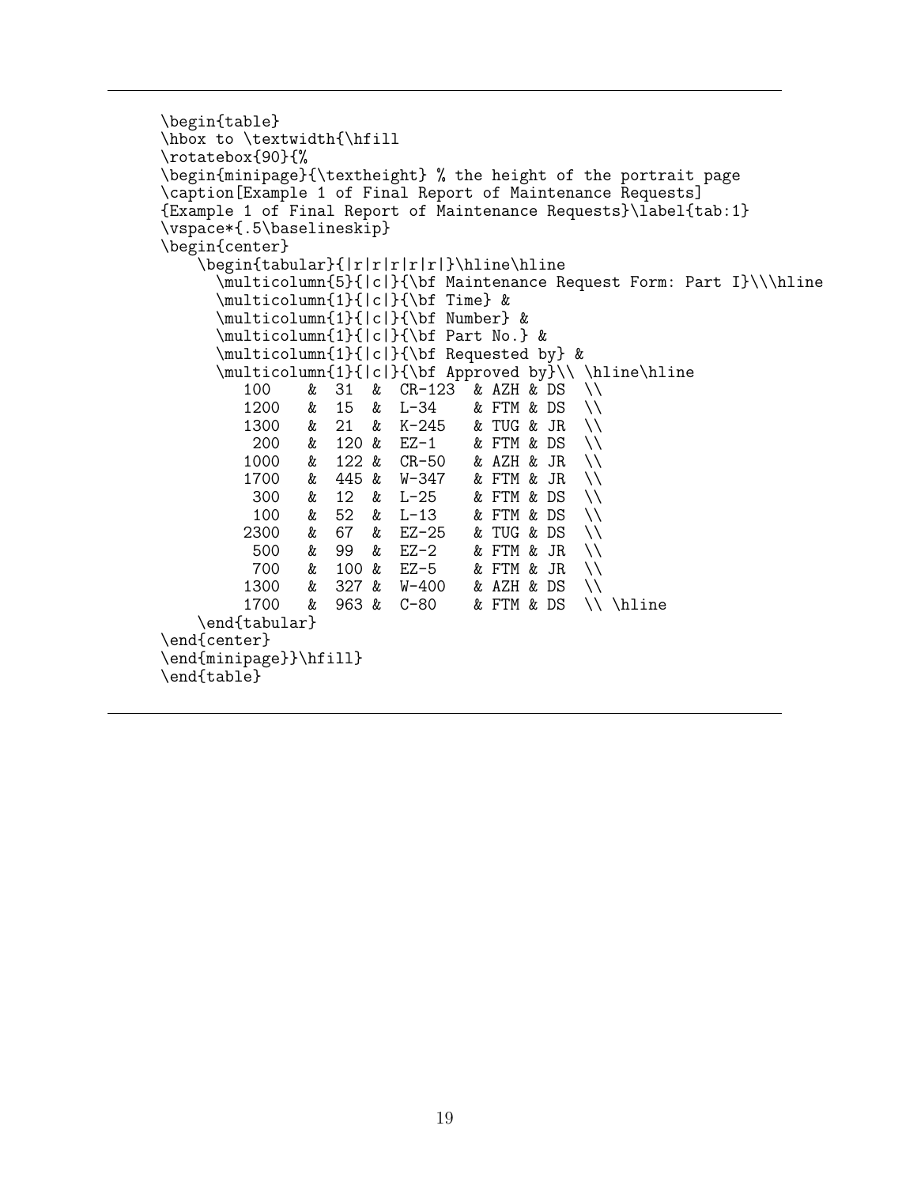```
\begin{table}
\hbox to \textwidth{\hfill
\rotatebox{90}{%
\begin{minipage}{\textheight} % the height of the portrait page
\caption[Example 1 of Final Report of Maintenance Requests]
{Example 1 of Final Report of Maintenance Requests}\label{tab:1}
\vspace*{.5\baselineskip}
\begin{center}
    \begin{tabular}{|r|r|r|r|r|}\hline\hline
      \multicolumn{5}{|c|}{\bf Maintenance Request Form: Part I}\\\hline
      \multicolumn{1}{|c|}{\bf Time} &
      \multicolumn{1}{|c|}{\bf Number} &
      \multicolumn{1}{|c|}{\bf Part No.} &
      \multicolumn{1}{|c|}{\bf Requested by} &
      \multicolumn{1}{|c|}{\bf Approved by}\\ \hline\hline
         100    &  31  &  CR-123  & AZH & DS  \\
         1200   &  15  &  L-34    & FTM & DS  \\
         1300   &  21  &  K-245   & TUG & JR  \\
          200   &  120 &  EZ-1    & FTM & DS  \\
         1000   &  122 &  CR-50   & AZH & JR  \\
         1700   &  445 &  W-347   & FTM & JR  \\
          300   &  12  &  L-25    & FTM & DS  \\
          100   &  52  &  L-13    & FTM & DS  \\
         2300   &  67  &  EZ-25   & TUG & DS  \\
          500   &  99  &  EZ-2    & FTM & JR  \\
          700   &  100 &  EZ-5    & FTM & JR  \\
         1300   &  327 &  W-400   & AZH & DS  \\
         1700   &  963 &  C-80    & FTM & DS  \\ \hline
    \end{tabular}
\end{center}
\end{minipage}}\hfill}
\end{table}
```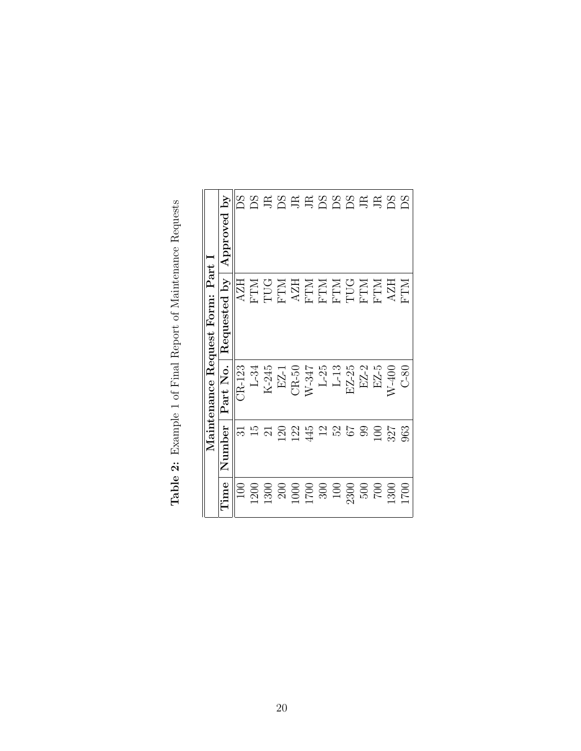**Table 2:** Example 1 of Final Report of Maintenance Requests

| Maintenance Request Form: Part I | | | | |
|---|---|---|---|---|
| **Time** | **Number** | **Part No.** | **Requested by** | **Approved by** |
| 100 | 31 | CR-123 | AZH | DS |
| 1200 | 15 | L-34 | FTM | DS |
| 1300 | 21 | K-245 | TUG | JR |
| 200 | 120 | EZ-1 | FTM | DS |
| 1000 | 122 | CR-50 | AZH | JR |
| 1700 | 445 | W-347 | FTM | JR |
| 300 | 12 | L-25 | FTM | DS |
| 100 | 52 | L-13 | FTM | DS |
| 2300 | 67 | EZ-25 | TUG | DS |
| 500 | 99 | EZ-2 | FTM | JR |
| 700 | 100 | EZ-5 | FTM | JR |
| 1300 | 327 | W-400 | AZH | DS |
| 1700 | 963 | C-80 | FTM | DS |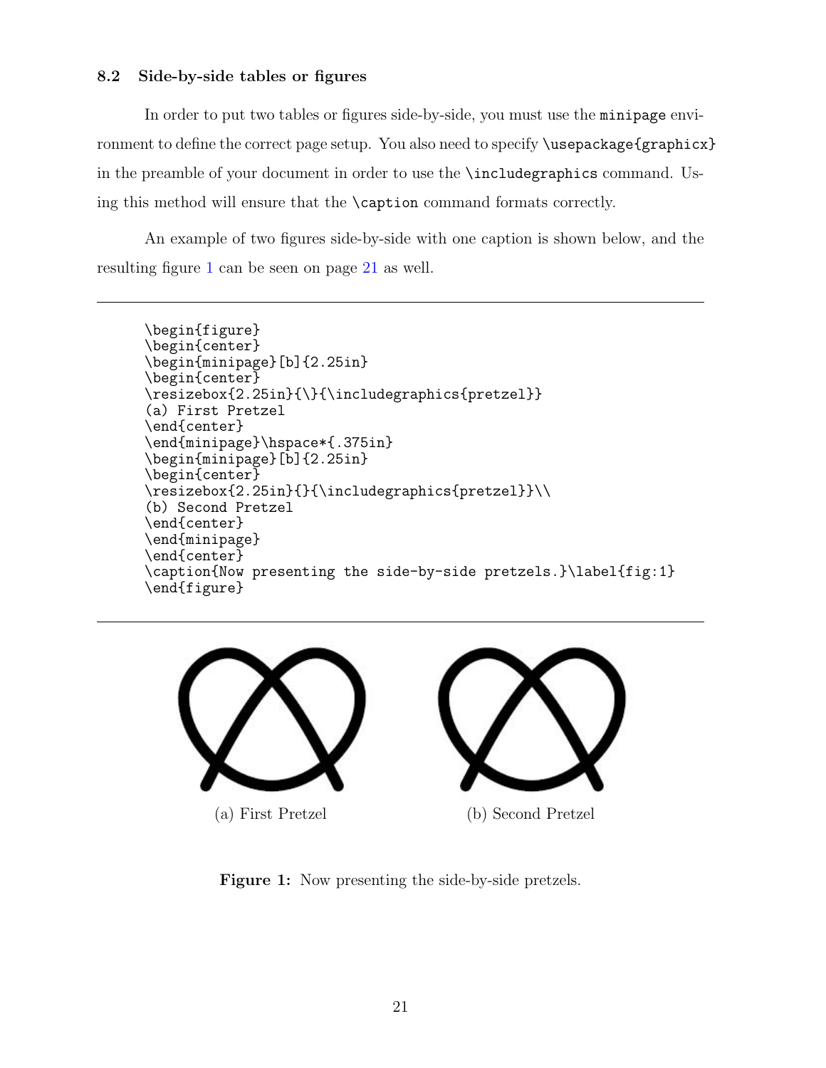### 8.2 Side-by-side tables or figures

In order to put two tables or figures side-by-side, you must use the `minipage` environment to define the correct page setup. You also need to specify `\usepackage{graphicx}` in the preamble of your document in order to use the `\includegraphics` command. Using this method will ensure that the `\caption` command formats correctly.

An example of two figures side-by-side with one caption is shown below, and the resulting figure 1 can be seen on page 21 as well.

```
\begin{figure}
\begin{center}
\begin{minipage}[b]{2.25in}
\begin{center}
\resizebox{2.25in}{\}{\includegraphics{pretzel}}
(a) First Pretzel
\end{center}
\end{minipage}\hspace*{.375in}
\begin{minipage}[b]{2.25in}
\begin{center}
\resizebox{2.25in}{}{\includegraphics{pretzel}}\\
(b) Second Pretzel
\end{center}
\end{minipage}
\end{center}
\caption{Now presenting the side-by-side pretzels.}\label{fig:1}
\end{figure}
```

(a) First Pretzel

(b) Second Pretzel

**Figure 1:** Now presenting the side-by-side pretzels.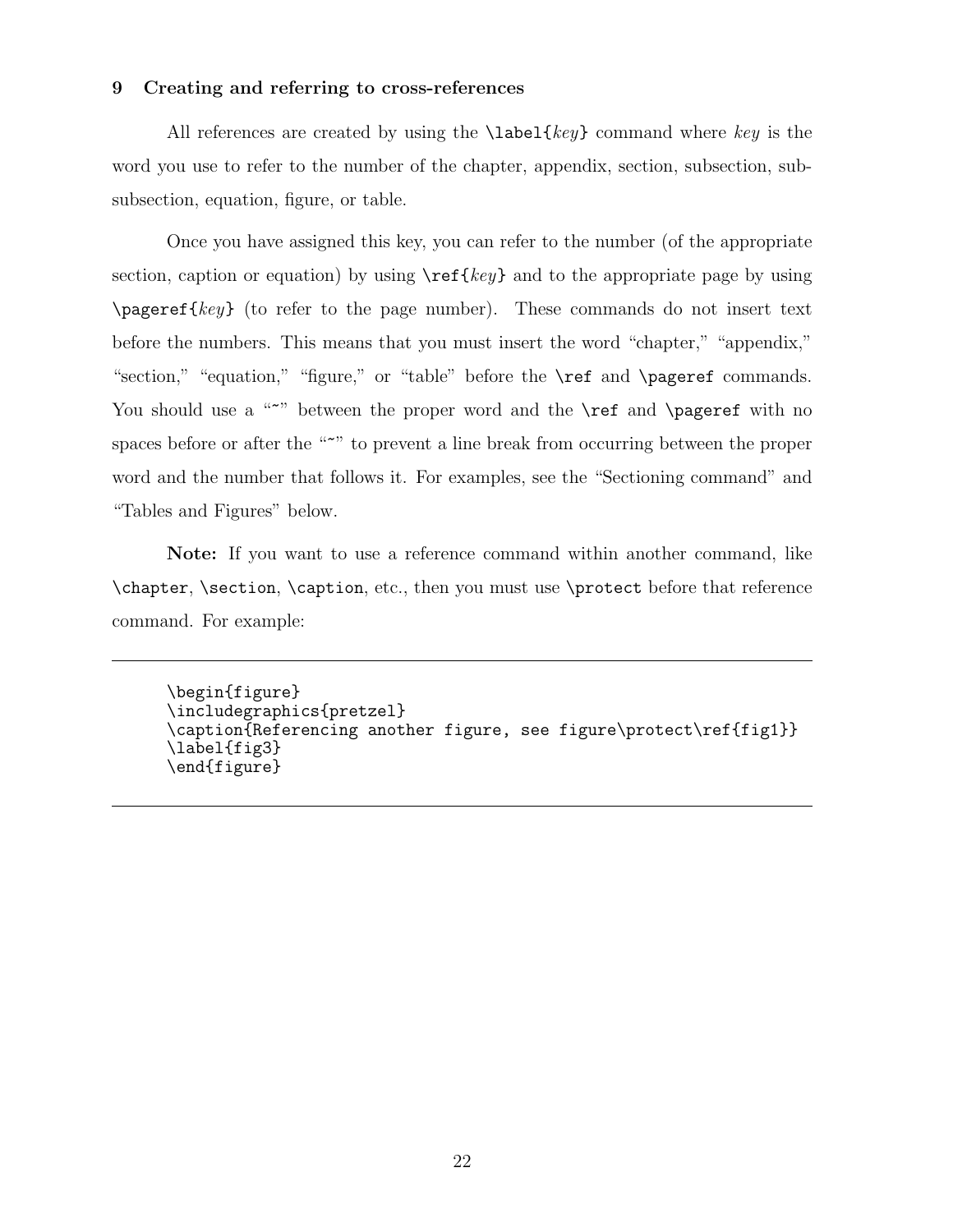## 9 Creating and referring to cross-references

All references are created by using the `\label{key}` command where *key* is the word you use to refer to the number of the chapter, appendix, section, subsection, subsubsection, equation, figure, or table.

Once you have assigned this key, you can refer to the number (of the appropriate section, caption or equation) by using `\ref{key}` and to the appropriate page by using `\pageref{key}` (to refer to the page number). These commands do not insert text before the numbers. This means that you must insert the word "chapter," "appendix," "section," "equation," "figure," or "table" before the `\ref` and `\pageref` commands. You should use a "~" between the proper word and the `\ref` and `\pageref` with no spaces before or after the "~" to prevent a line break from occurring between the proper word and the number that follows it. For examples, see the "Sectioning command" and "Tables and Figures" below.

**Note:** If you want to use a reference command within another command, like `\chapter`, `\section`, `\caption`, etc., then you must use `\protect` before that reference command. For example:

```
\begin{figure}
\includegraphics{pretzel}
\caption{Referencing another figure, see figure\protect\ref{fig1}}
\label{fig3}
\end{figure}
```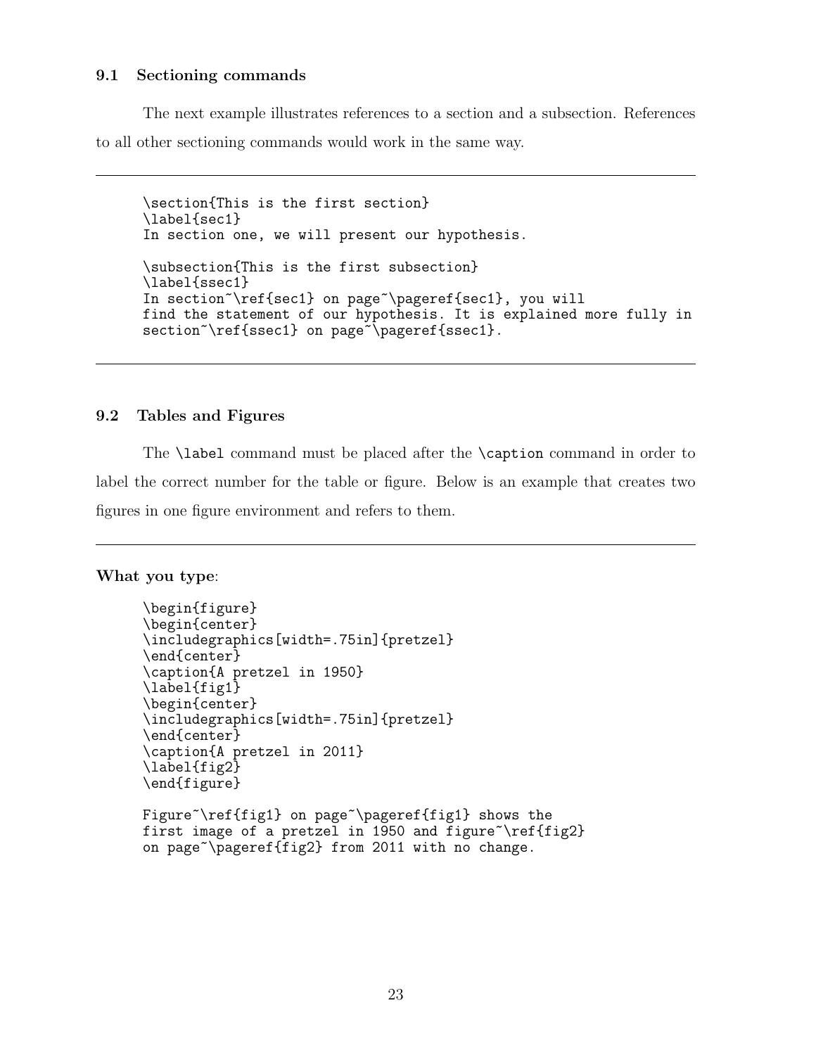### 9.1 Sectioning commands

The next example illustrates references to a section and a subsection. References to all other sectioning commands would work in the same way.

---

```
\section{This is the first section}
\label{sec1}
In section one, we will present our hypothesis.

\subsection{This is the first subsection}
\label{ssec1}
In section~\ref{sec1} on page~\pageref{sec1}, you will
find the statement of our hypothesis. It is explained more fully in
section~\ref{ssec1} on page~\pageref{ssec1}.
```

---

### 9.2 Tables and Figures

The `\label` command must be placed after the `\caption` command in order to label the correct number for the table or figure. Below is an example that creates two figures in one figure environment and refers to them.

---

**What you type**:

```
\begin{figure}
\begin{center}
\includegraphics[width=.75in]{pretzel}
\end{center}
\caption{A pretzel in 1950}
\label{fig1}
\begin{center}
\includegraphics[width=.75in]{pretzel}
\end{center}
\caption{A pretzel in 2011}
\label{fig2}
\end{figure}

Figure~\ref{fig1} on page~\pageref{fig1} shows the
first image of a pretzel in 1950 and figure~\ref{fig2}
on page~\pageref{fig2} from 2011 with no change.
```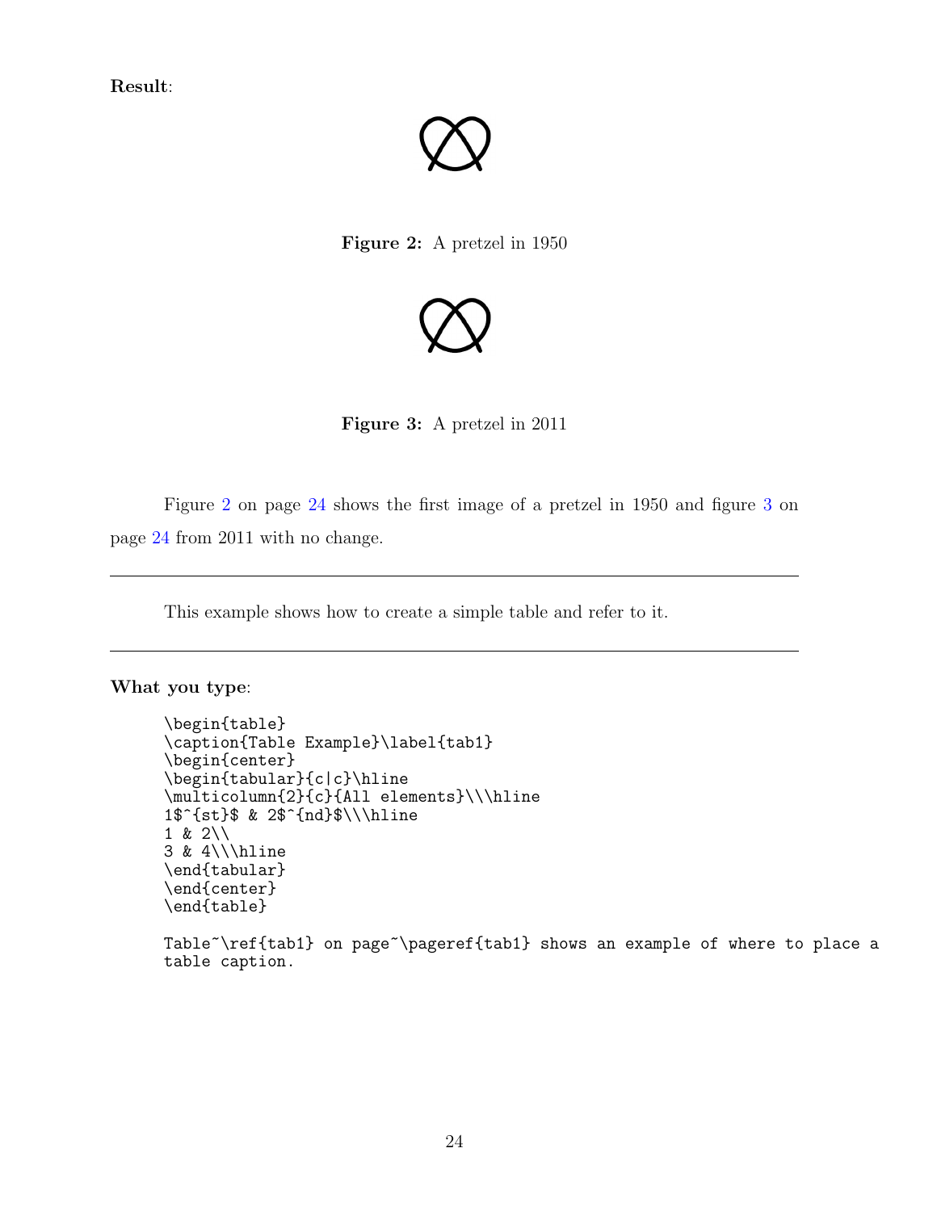**Result**:

**Figure 2:** A pretzel in 1950

**Figure 3:** A pretzel in 2011

Figure 2 on page 24 shows the first image of a pretzel in 1950 and figure 3 on page 24 from 2011 with no change.

---

This example shows how to create a simple table and refer to it.

---

**What you type**:

```
\begin{table}
\caption{Table Example}\label{tab1}
\begin{center}
\begin{tabular}{c|c}\hline
\multicolumn{2}{c}{All elements}\\\hline
1$^{st}$ & 2$^{nd}$\\\hline
1 & 2\\
3 & 4\\\hline
\end{tabular}
\end{center}
\end{table}

Table~\ref{tab1} on page~\pageref{tab1} shows an example of where to place a
table caption.
```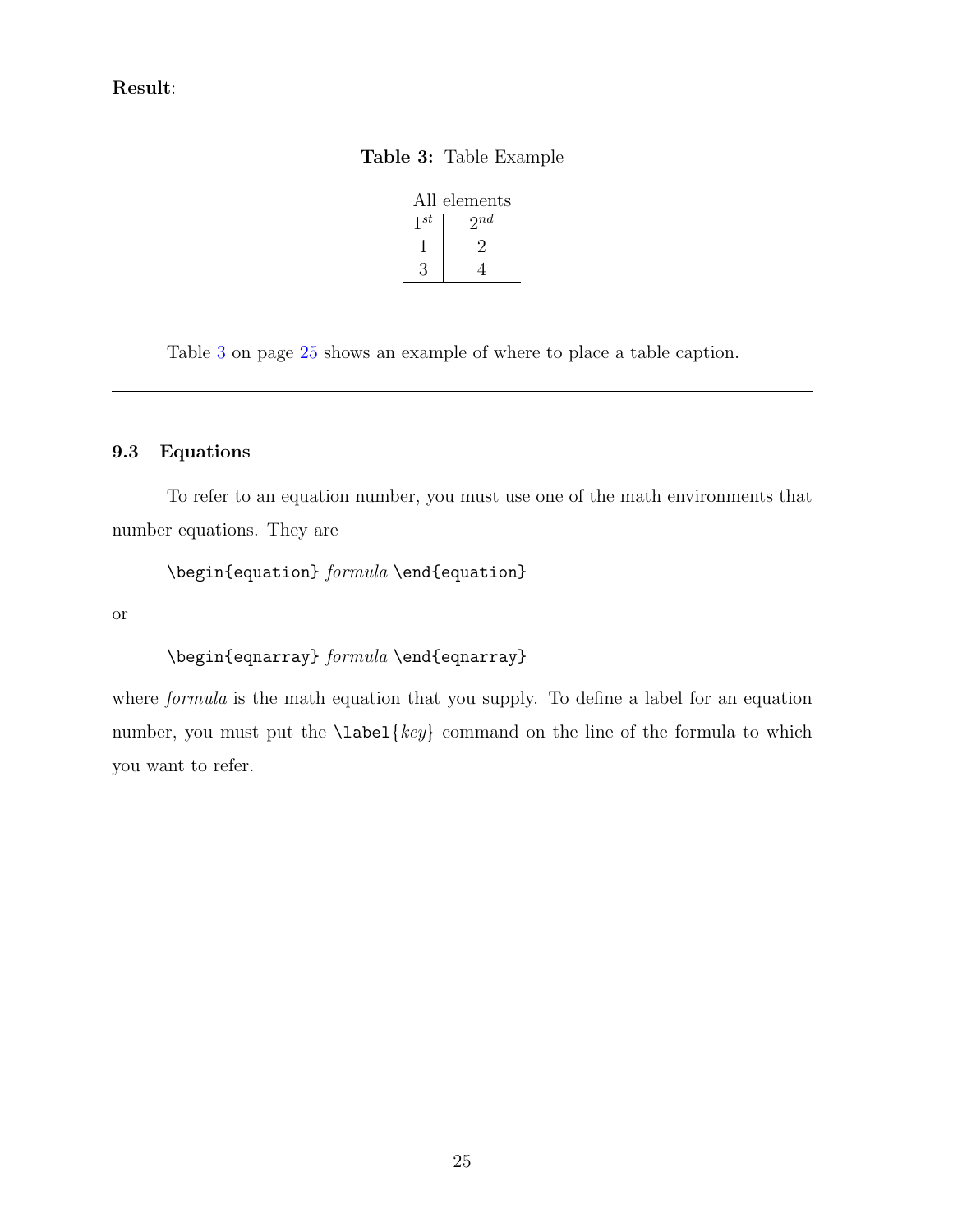**Result**:

**Table 3:** Table Example

| All elements | |
|---|---|
| $1^{st}$ | $2^{nd}$ |
| 1 | 2 |
| 3 | 4 |

Table 3 on page 25 shows an example of where to place a table caption.

---

### 9.3 Equations

To refer to an equation number, you must use one of the math environments that number equations. They are

`\begin{equation}` *formula* `\end{equation}`

or

`\begin{eqnarray}` *formula* `\end{eqnarray}`

where *formula* is the math equation that you supply. To define a label for an equation number, you must put the `\label`{*key*} command on the line of the formula to which you want to refer.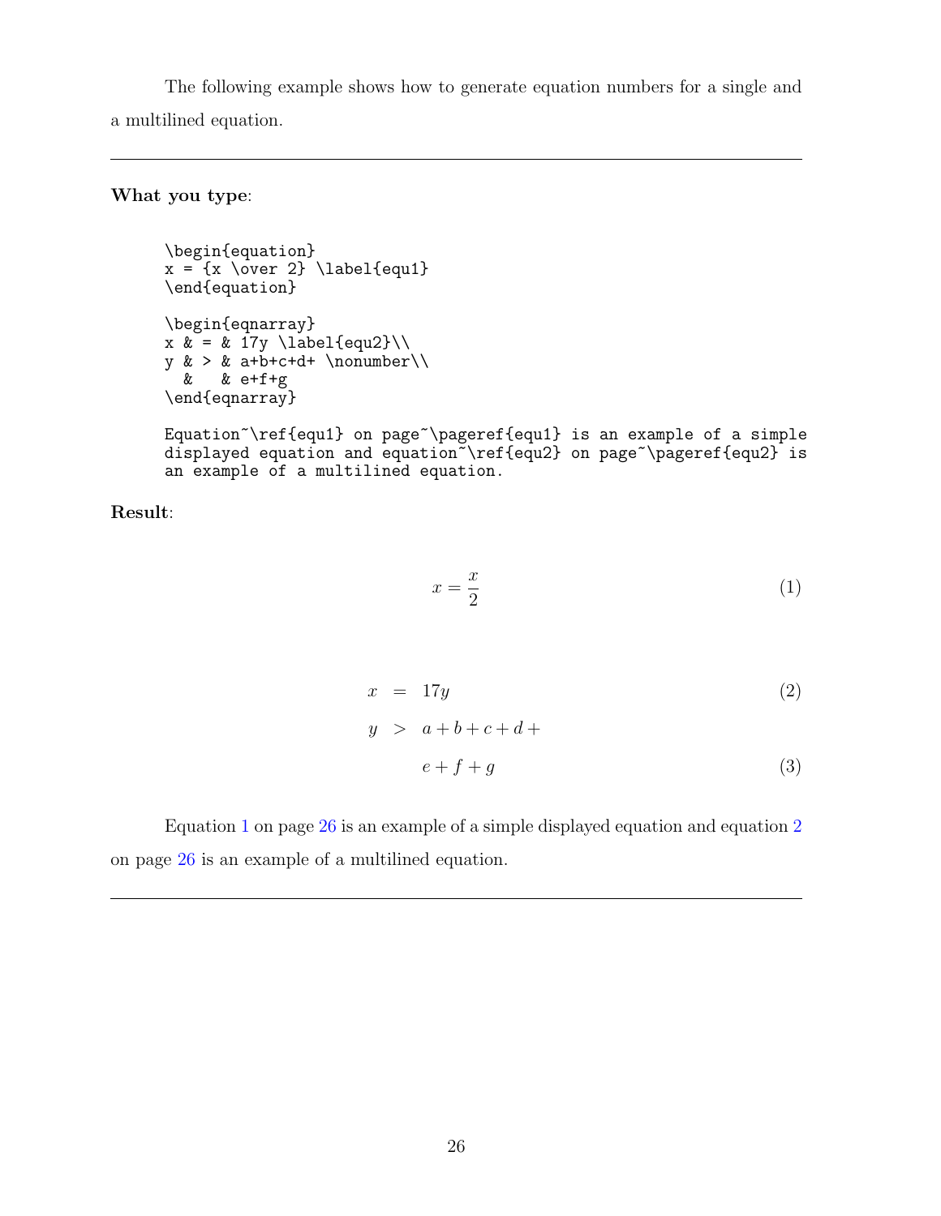The following example shows how to generate equation numbers for a single and a multilined equation.

---

**What you type**:

```
\begin{equation}
x = {x \over 2} \label{equ1}
\end{equation}

\begin{eqnarray}
x & = & 17y \label{equ2}\\
y & > & a+b+c+d+ \nonumber\\
  &   & e+f+g
\end{eqnarray}

Equation~\ref{equ1} on page~\pageref{equ1} is an example of a simple
displayed equation and equation~\ref{equ2} on page~\pageref{equ2} is
an example of a multilined equation.
```

**Result**:

$$x = \frac{x}{2} \tag{1}$$

$$\begin{aligned} x &= 17y \qquad (2) \\ y &> a+b+c+d+ \\ &\quad\; e+f+g \qquad (3) \end{aligned}$$

Equation 1 on page 26 is an example of a simple displayed equation and equation 2 on page 26 is an example of a multilined equation.

---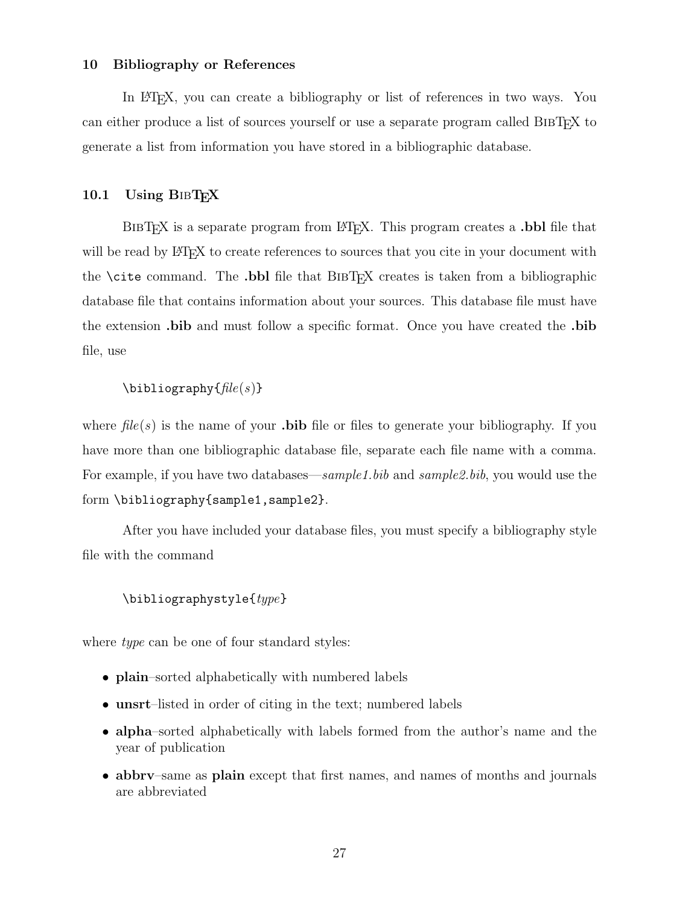## 10 Bibliography or References

In LaTeX, you can create a bibliography or list of references in two ways. You can either produce a list of sources yourself or use a separate program called BibTeX to generate a list from information you have stored in a bibliographic database.

### 10.1 Using BibTeX

BibTeX is a separate program from LaTeX. This program creates a **.bbl** file that will be read by LaTeX to create references to sources that you cite in your document with the `\cite` command. The **.bbl** file that BibTeX creates is taken from a bibliographic database file that contains information about your sources. This database file must have the extension **.bib** and must follow a specific format. Once you have created the **.bib** file, use

`\bibliography{`*file(s)*`}`

where *file(s)* is the name of your **.bib** file or files to generate your bibliography. If you have more than one bibliographic database file, separate each file name with a comma. For example, if you have two databases—*sample1.bib* and *sample2.bib*, you would use the form `\bibliography{sample1,sample2}`.

After you have included your database files, you must specify a bibliography style file with the command

`\bibliographystyle{`*type*`}`

where *type* can be one of four standard styles:

- **plain**–sorted alphabetically with numbered labels
- **unsrt**–listed in order of citing in the text; numbered labels
- **alpha**–sorted alphabetically with labels formed from the author's name and the year of publication
- **abbrv**–same as **plain** except that first names, and names of months and journals are abbreviated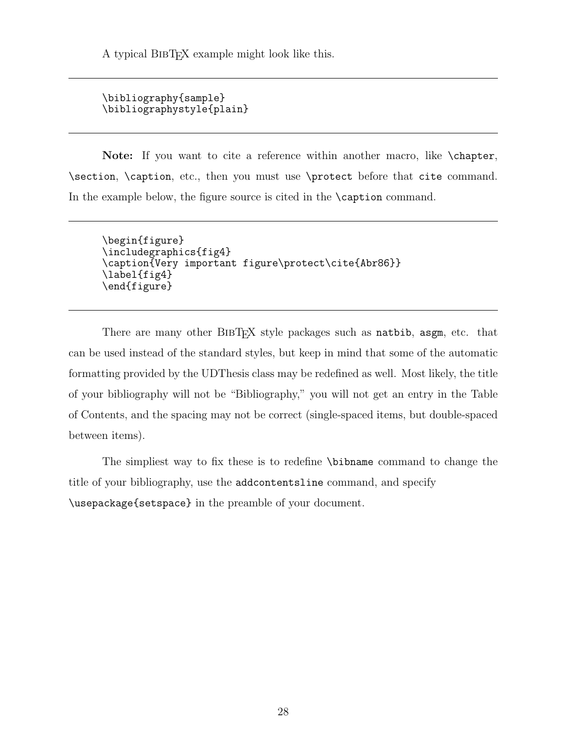A typical BibTeX example might look like this.

```
\bibliography{sample}
\bibliographystyle{plain}
```

**Note:** If you want to cite a reference within another macro, like `\chapter`, `\section`, `\caption`, etc., then you must use `\protect` before that `cite` command. In the example below, the figure source is cited in the `\caption` command.

```
\begin{figure}
\includegraphics{fig4}
\caption{Very important figure\protect\cite{Abr86}}
\label{fig4}
\end{figure}
```

There are many other BibTeX style packages such as `natbib`, `asgm`, etc. that can be used instead of the standard styles, but keep in mind that some of the automatic formatting provided by the UDThesis class may be redefined as well. Most likely, the title of your bibliography will not be "Bibliography," you will not get an entry in the Table of Contents, and the spacing may not be correct (single-spaced items, but double-spaced between items).

The simpliest way to fix these is to redefine `\bibname` command to change the title of your bibliography, use the `addcontentsline` command, and specify `\usepackage{setspace}` in the preamble of your document.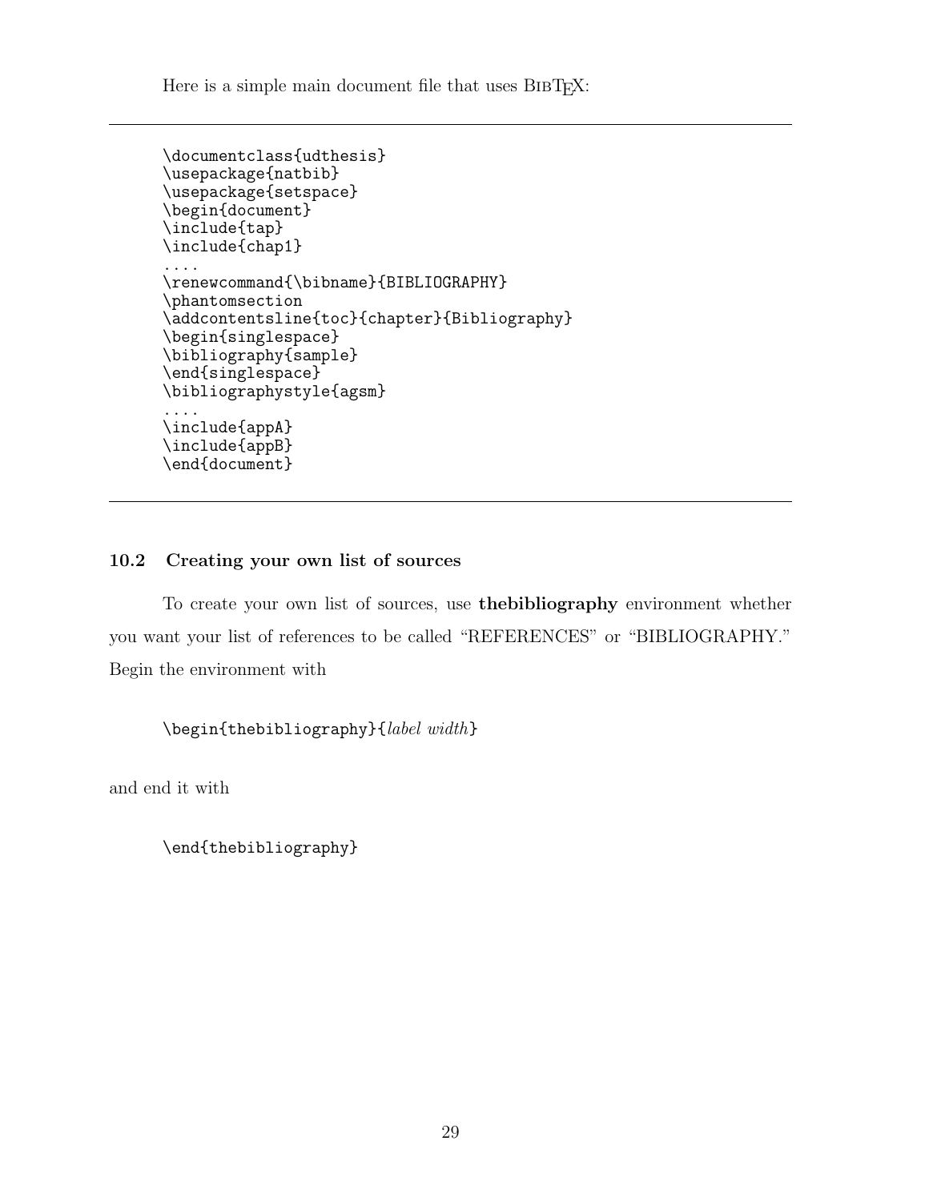Here is a simple main document file that uses BibTeX:

```
\documentclass{udthesis}
\usepackage{natbib}
\usepackage{setspace}
\begin{document}
\include{tap}
\include{chap1}
....
\renewcommand{\bibname}{BIBLIOGRAPHY}
\phantomsection
\addcontentsline{toc}{chapter}{Bibliography}
\begin{singlespace}
\bibliography{sample}
\end{singlespace}
\bibliographystyle{agsm}
....
\include{appA}
\include{appB}
\end{document}
```

### 10.2 Creating your own list of sources

To create your own list of sources, use **thebibliography** environment whether you want your list of references to be called "REFERENCES" or "BIBLIOGRAPHY." Begin the environment with

`\begin{thebibliography}{`*label width*`}`

and end it with

```
\end{thebibliography}
```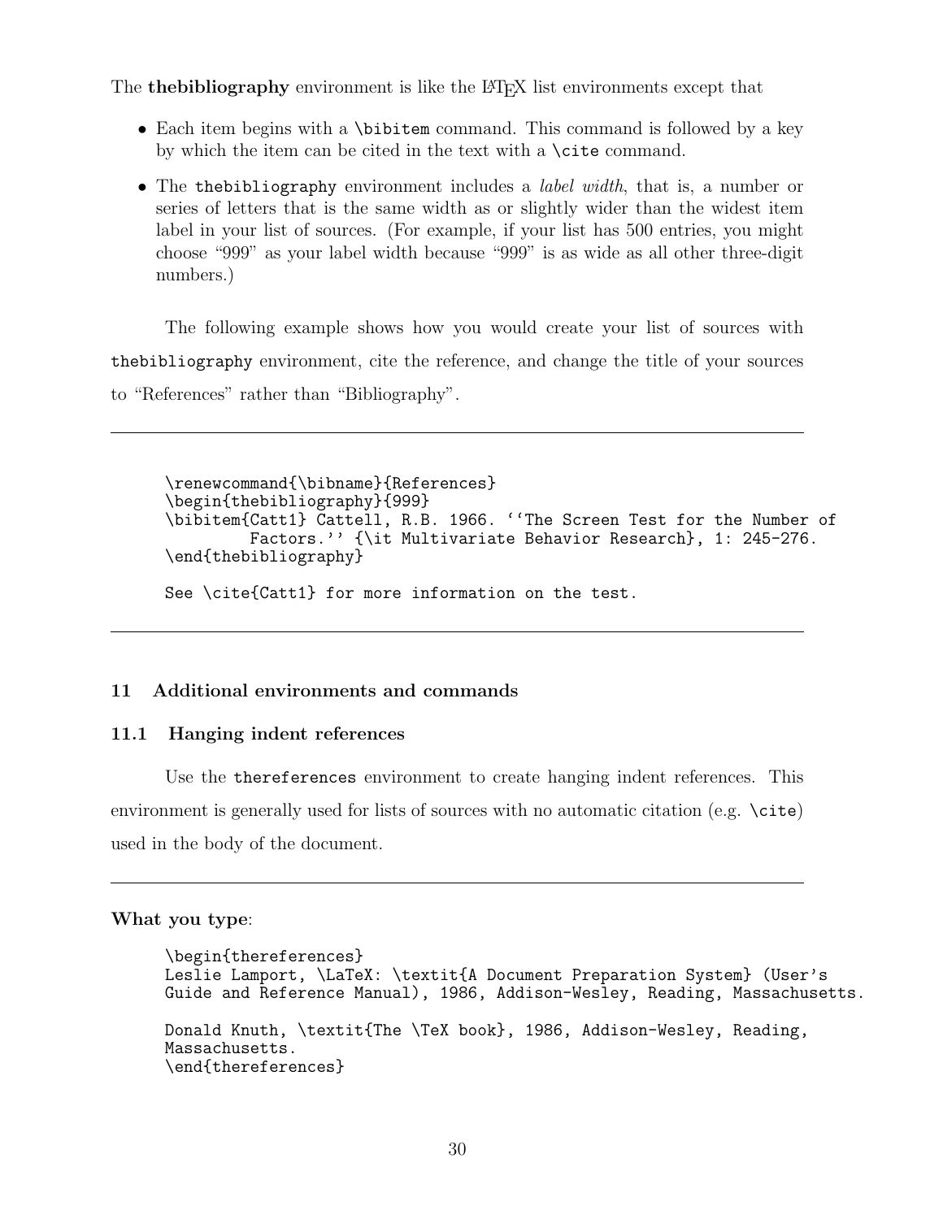The **thebibliography** environment is like the LaTeX list environments except that

- Each item begins with a `\bibitem` command. This command is followed by a key by which the item can be cited in the text with a `\cite` command.
- The `thebibliography` environment includes a *label width*, that is, a number or series of letters that is the same width as or slightly wider than the widest item label in your list of sources. (For example, if your list has 500 entries, you might choose "999" as your label width because "999" is as wide as all other three-digit numbers.)

The following example shows how you would create your list of sources with `thebibliography` environment, cite the reference, and change the title of your sources to "References" rather than "Bibliography".

---

```
\renewcommand{\bibname}{References}
\begin{thebibliography}{999}
\bibitem{Catt1} Cattell, R.B. 1966. ``The Screen Test for the Number of
         Factors.'' {\it Multivariate Behavior Research}, 1: 245-276.
\end{thebibliography}

See \cite{Catt1} for more information on the test.
```

---

## 11 Additional environments and commands

### 11.1 Hanging indent references

Use the `thereferences` environment to create hanging indent references. This environment is generally used for lists of sources with no automatic citation (e.g. `\cite`) used in the body of the document.

---

**What you type**:

```
\begin{thereferences}
Leslie Lamport, \LaTeX: \textit{A Document Preparation System} (User's
Guide and Reference Manual), 1986, Addison-Wesley, Reading, Massachusetts.

Donald Knuth, \textit{The \TeX book}, 1986, Addison-Wesley, Reading,
Massachusetts.
\end{thereferences}
```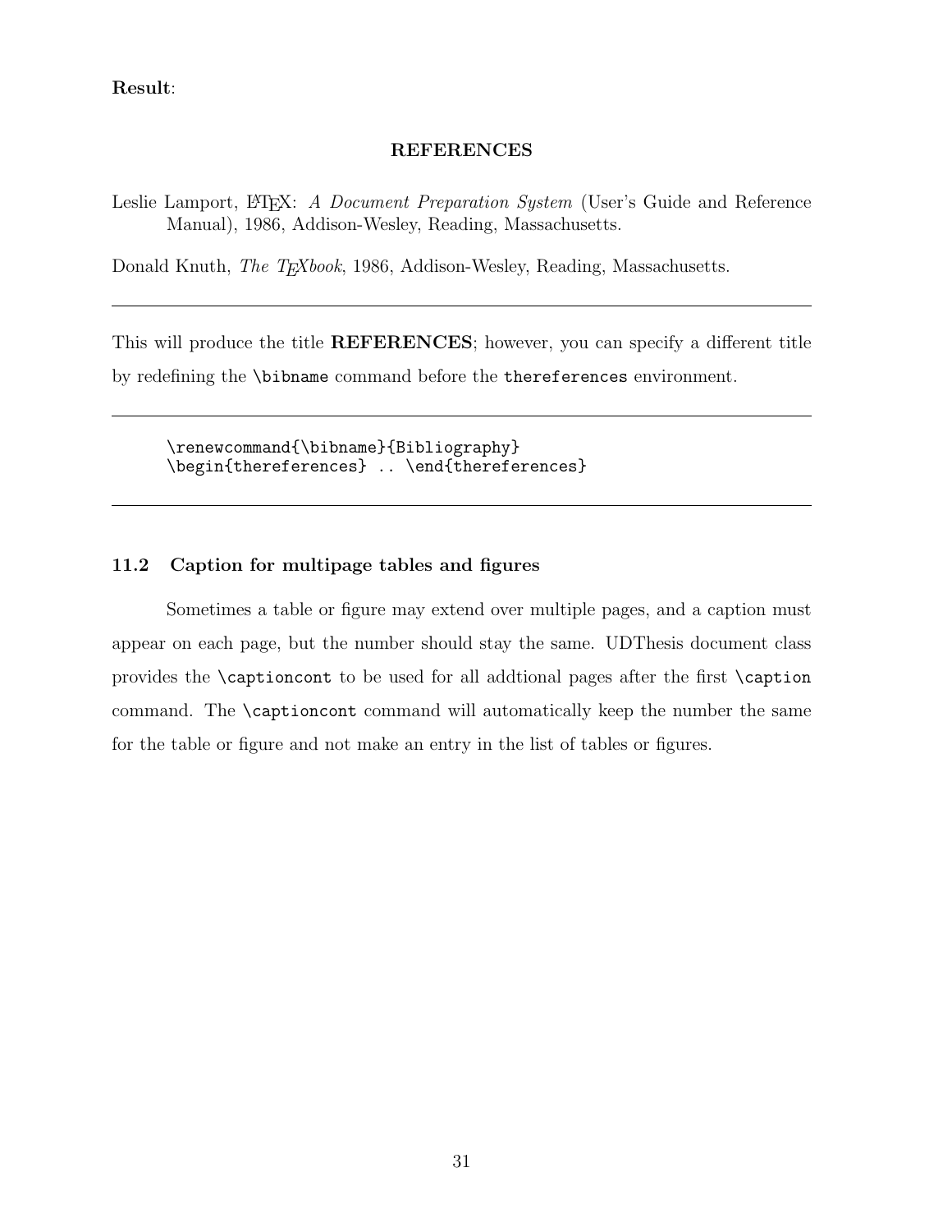**Result**:

---

**REFERENCES**

Leslie Lamport, LaTeX: *A Document Preparation System* (User's Guide and Reference Manual), 1986, Addison-Wesley, Reading, Massachusetts.

Donald Knuth, *The TeXbook*, 1986, Addison-Wesley, Reading, Massachusetts.

---

This will produce the title **REFERENCES**; however, you can specify a different title by redefining the `\bibname` command before the `thereferences` environment.

---

```
\renewcommand{\bibname}{Bibliography}
\begin{thereferences} .. \end{thereferences}
```

---

### 11.2 Caption for multipage tables and figures

Sometimes a table or figure may extend over multiple pages, and a caption must appear on each page, but the number should stay the same. UDThesis document class provides the `\captioncont` to be used for all addtional pages after the first `\caption` command. The `\captioncont` command will automatically keep the number the same for the table or figure and not make an entry in the list of tables or figures.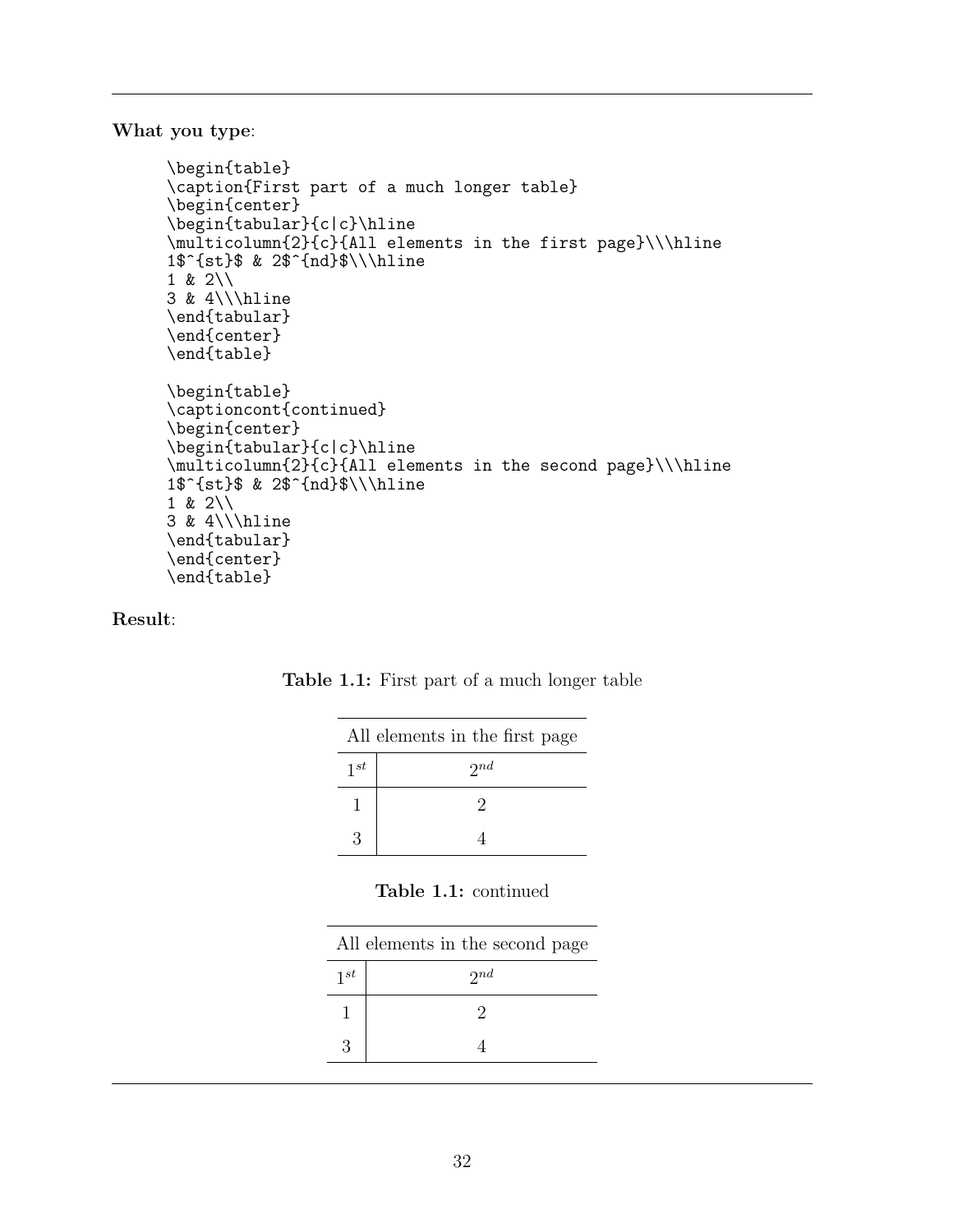---

**What you type**:

```
\begin{table}
\caption{First part of a much longer table}
\begin{center}
\begin{tabular}{c|c}\hline
\multicolumn{2}{c}{All elements in the first page}\\\hline
1$^{st}$ & 2$^{nd}$\\\hline
1 & 2\\
3 & 4\\\hline
\end{tabular}
\end{center}
\end{table}

\begin{table}
\captioncont{continued}
\begin{center}
\begin{tabular}{c|c}\hline
\multicolumn{2}{c}{All elements in the second page}\\\hline
1$^{st}$ & 2$^{nd}$\\\hline
1 & 2\\
3 & 4\\\hline
\end{tabular}
\end{center}
\end{table}
```

**Result**:

**Table 1.1:** First part of a much longer table

| All elements in the first page | |
|---|---|
| $1^{st}$ | $2^{nd}$ |
| 1 | 2 |
| 3 | 4 |

**Table 1.1:** continued

| All elements in the second page | |
|---|---|
| $1^{st}$ | $2^{nd}$ |
| 1 | 2 |
| 3 | 4 |

---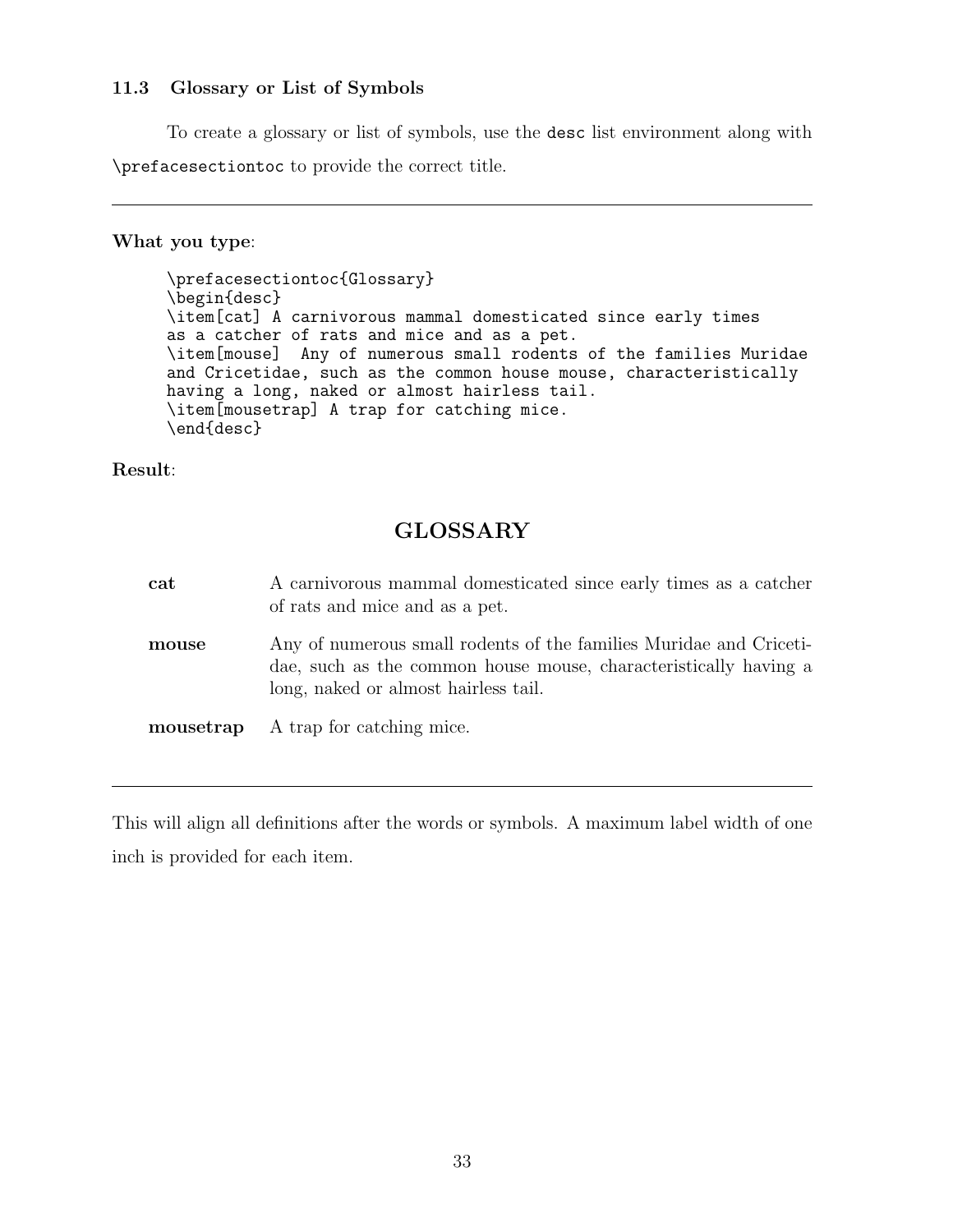### 11.3 Glossary or List of Symbols

To create a glossary or list of symbols, use the `desc` list environment along with `\prefacesectiontoc` to provide the correct title.

---

**What you type**:

```
\prefacesectiontoc{Glossary}
\begin{desc}
\item[cat] A carnivorous mammal domesticated since early times
as a catcher of rats and mice and as a pet.
\item[mouse]  Any of numerous small rodents of the families Muridae
and Cricetidae, such as the common house mouse, characteristically
having a long, naked or almost hairless tail.
\item[mousetrap] A trap for catching mice.
\end{desc}
```

**Result**:

## GLOSSARY

| | |
|---|---|
| **cat** | A carnivorous mammal domesticated since early times as a catcher of rats and mice and as a pet. |
| **mouse** | Any of numerous small rodents of the families Muridae and Cricetidae, such as the common house mouse, characteristically having a long, naked or almost hairless tail. |
| **mousetrap** | A trap for catching mice. |

---

This will align all definitions after the words or symbols. A maximum label width of one inch is provided for each item.